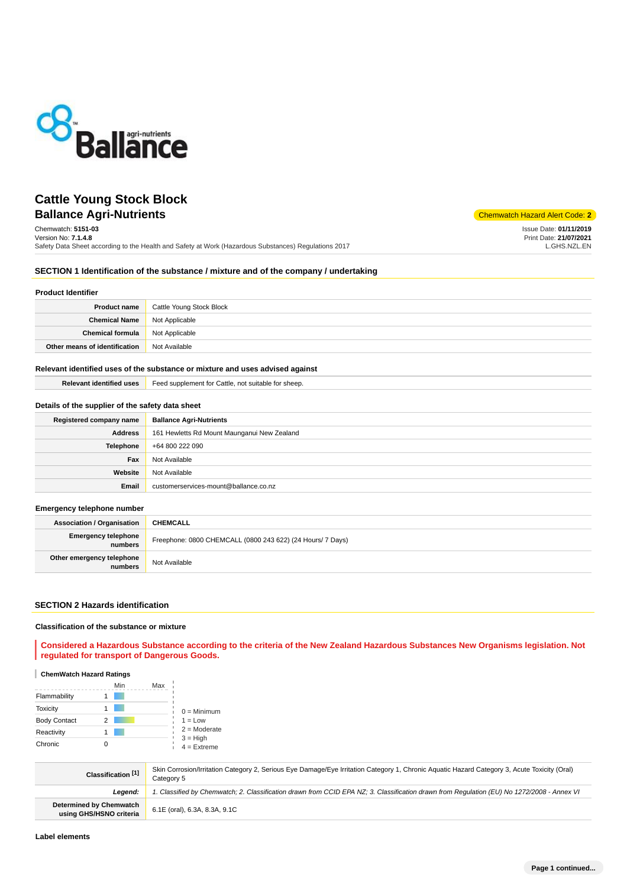# Cattle Young Stock Block

## Ballance Agri-Nutrients

Chemwatch Hazard Alert Code: **2**

Chemwatch: **5151-03**
Version No: **7.1.4.8**
Safety Data Sheet according to the Health and Safety at Work (Hazardous Substances) Regulations 2017

Issue Date: **01/11/2019**
Print Date: **21/07/2021**
L.GHS.NZL.EN

## SECTION 1 Identification of the substance / mixture and of the company / undertaking

### Product Identifier

| | |
|---|---|
| **Product name** | Cattle Young Stock Block |
| **Chemical Name** | Not Applicable |
| **Chemical formula** | Not Applicable |
| **Other means of identification** | Not Available |

### Relevant identified uses of the substance or mixture and uses advised against

| | |
|---|---|
| **Relevant identified uses** | Feed supplement for Cattle, not suitable for sheep. |

### Details of the supplier of the safety data sheet

| | |
|---|---|
| **Registered company name** | **Ballance Agri-Nutrients** |
| **Address** | 161 Hewletts Rd Mount Maunganui New Zealand |
| **Telephone** | +64 800 222 090 |
| **Fax** | Not Available |
| **Website** | Not Available |
| **Email** | customerservices-mount@ballance.co.nz |

### Emergency telephone number

| | |
|---|---|
| **Association / Organisation** | **CHEMCALL** |
| **Emergency telephone numbers** | Freephone: 0800 CHEMCALL (0800 243 622) (24 Hours/ 7 Days) |
| **Other emergency telephone numbers** | Not Available |

## SECTION 2 Hazards identification

### Classification of the substance or mixture

**Considered a Hazardous Substance according to the criteria of the New Zealand Hazardous Substances New Organisms legislation. Not regulated for transport of Dangerous Goods.**

**ChemWatch Hazard Ratings**

| | Min | Max |
|---|---|---|
| Flammability | 1 | |
| Toxicity | 1 | |
| Body Contact | 2 | |
| Reactivity | 1 | |
| Chronic | 0 | |

0 = Minimum
1 = Low
2 = Moderate
3 = High
4 = Extreme

| | |
|---|---|
| **Classification [1]** | Skin Corrosion/Irritation Category 2, Serious Eye Damage/Eye Irritation Category 1, Chronic Aquatic Hazard Category 3, Acute Toxicity (Oral) Category 5 |
| ***Legend:*** | *1. Classified by Chemwatch; 2. Classification drawn from CCID EPA NZ; 3. Classification drawn from Regulation (EU) No 1272/2008 - Annex VI* |
| **Determined by Chemwatch using GHS/HSNO criteria** | 6.1E (oral), 6.3A, 8.3A, 9.1C |

### Label elements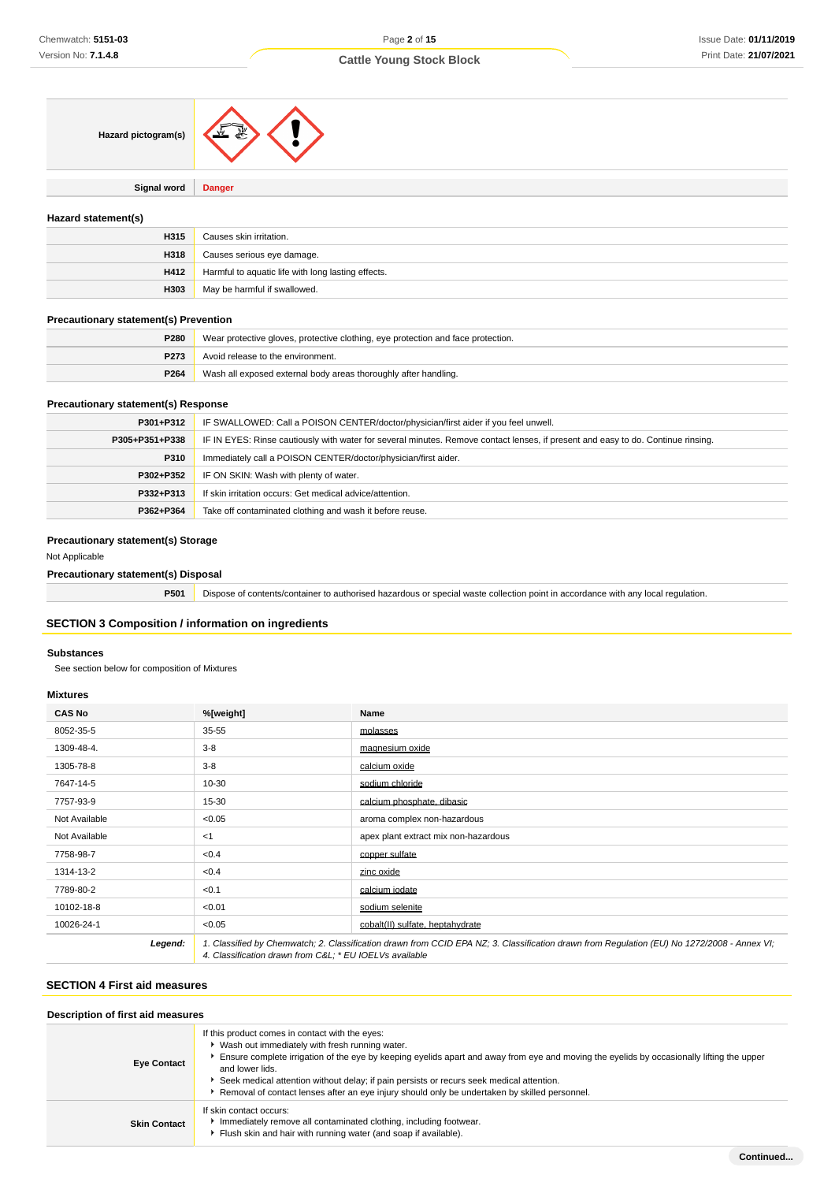| | |
|---|---|
| **Hazard pictogram(s)** | |
| **Signal word** | **Danger** |

### Hazard statement(s)

| | |
|---|---|
| **H315** | Causes skin irritation. |
| **H318** | Causes serious eye damage. |
| **H412** | Harmful to aquatic life with long lasting effects. |
| **H303** | May be harmful if swallowed. |

### Precautionary statement(s) Prevention

| | |
|---|---|
| **P280** | Wear protective gloves, protective clothing, eye protection and face protection. |
| **P273** | Avoid release to the environment. |
| **P264** | Wash all exposed external body areas thoroughly after handling. |

### Precautionary statement(s) Response

| | |
|---|---|
| **P301+P312** | IF SWALLOWED: Call a POISON CENTER/doctor/physician/first aider if you feel unwell. |
| **P305+P351+P338** | IF IN EYES: Rinse cautiously with water for several minutes. Remove contact lenses, if present and easy to do. Continue rinsing. |
| **P310** | Immediately call a POISON CENTER/doctor/physician/first aider. |
| **P302+P352** | IF ON SKIN: Wash with plenty of water. |
| **P332+P313** | If skin irritation occurs: Get medical advice/attention. |
| **P362+P364** | Take off contaminated clothing and wash it before reuse. |

### Precautionary statement(s) Storage

Not Applicable

### Precautionary statement(s) Disposal

| | |
|---|---|
| **P501** | Dispose of contents/container to authorised hazardous or special waste collection point in accordance with any local regulation. |

## SECTION 3 Composition / information on ingredients

### Substances

See section below for composition of Mixtures

### Mixtures

| CAS No | %[weight] | Name |
|---|---|---|
| 8052-35-5 | 35-55 | molasses |
| 1309-48-4. | 3-8 | magnesium oxide |
| 1305-78-8 | 3-8 | calcium oxide |
| 7647-14-5 | 10-30 | sodium chloride |
| 7757-93-9 | 15-30 | calcium phosphate, dibasic |
| Not Available | <0.05 | aroma complex non-hazardous |
| Not Available | <1 | apex plant extract mix non-hazardous |
| 7758-98-7 | <0.4 | copper sulfate |
| 1314-13-2 | <0.4 | zinc oxide |
| 7789-80-2 | <0.1 | calcium iodate |
| 10102-18-8 | <0.01 | sodium selenite |
| 10026-24-1 | <0.05 | cobalt(II) sulfate, heptahydrate |
| ***Legend:*** | *1. Classified by Chemwatch; 2. Classification drawn from CCID EPA NZ; 3. Classification drawn from Regulation (EU) No 1272/2008 - Annex VI; 4. Classification drawn from C&L; * EU IOELVs available* | |

## SECTION 4 First aid measures

### Description of first aid measures

| | |
|---|---|
| **Eye Contact** | If this product comes in contact with the eyes:<br>▸ Wash out immediately with fresh running water.<br>▸ Ensure complete irrigation of the eye by keeping eyelids apart and away from eye and moving the eyelids by occasionally lifting the upper and lower lids.<br>▸ Seek medical attention without delay; if pain persists or recurs seek medical attention.<br>▸ Removal of contact lenses after an eye injury should only be undertaken by skilled personnel. |
| **Skin Contact** | If skin contact occurs:<br>▸ Immediately remove all contaminated clothing, including footwear.<br>▸ Flush skin and hair with running water (and soap if available). |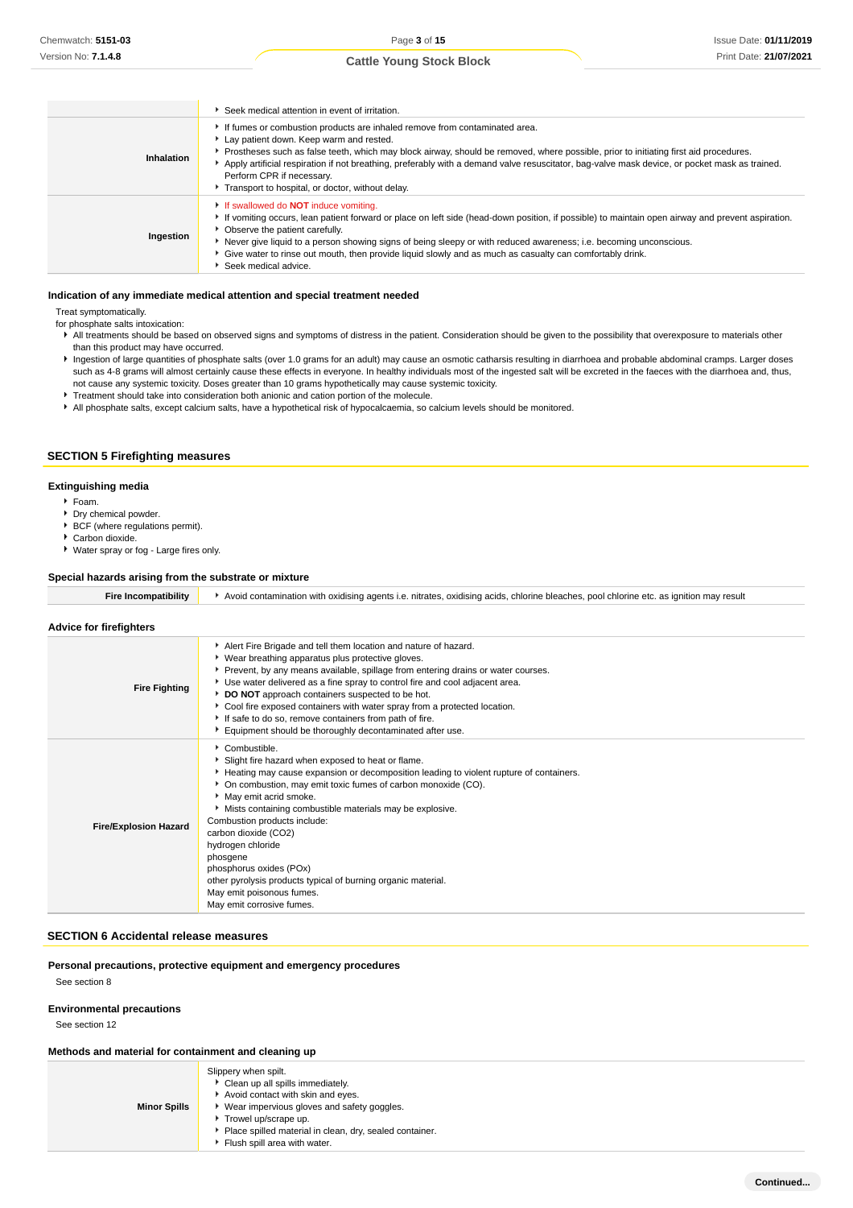| | |
|---|---|
| | Seek medical attention in event of irritation. |
| **Inhalation** | If fumes or combustion products are inhaled remove from contaminated area.<br>Lay patient down. Keep warm and rested.<br>Prostheses such as false teeth, which may block airway, should be removed, where possible, prior to initiating first aid procedures.<br>Apply artificial respiration if not breathing, preferably with a demand valve resuscitator, bag-valve mask device, or pocket mask as trained. Perform CPR if necessary.<br>Transport to hospital, or doctor, without delay. |
| **Ingestion** | If swallowed do **NOT** induce vomiting.<br>If vomiting occurs, lean patient forward or place on left side (head-down position, if possible) to maintain open airway and prevent aspiration.<br>Observe the patient carefully.<br>Never give liquid to a person showing signs of being sleepy or with reduced awareness; i.e. becoming unconscious.<br>Give water to rinse out mouth, then provide liquid slowly and as much as casualty can comfortably drink.<br>Seek medical advice. |

### Indication of any immediate medical attention and special treatment needed

Treat symptomatically.

for phosphate salts intoxication:

- All treatments should be based on observed signs and symptoms of distress in the patient. Consideration should be given to the possibility that overexposure to materials other than this product may have occurred.
- Ingestion of large quantities of phosphate salts (over 1.0 grams for an adult) may cause an osmotic catharsis resulting in diarrhoea and probable abdominal cramps. Larger doses such as 4-8 grams will almost certainly cause these effects in everyone. In healthy individuals most of the ingested salt will be excreted in the faeces with the diarrhoea and, thus, not cause any systemic toxicity. Doses greater than 10 grams hypothetically may cause systemic toxicity.
- Treatment should take into consideration both anionic and cation portion of the molecule.
- All phosphate salts, except calcium salts, have a hypothetical risk of hypocalcaemia, so calcium levels should be monitored.

## SECTION 5 Firefighting measures

### Extinguishing media

- Foam.
- Dry chemical powder.
- BCF (where regulations permit).
- Carbon dioxide.
- Water spray or fog - Large fires only.

### Special hazards arising from the substrate or mixture

| | |
|---|---|
| **Fire Incompatibility** | Avoid contamination with oxidising agents i.e. nitrates, oxidising acids, chlorine bleaches, pool chlorine etc. as ignition may result |

### Advice for firefighters

| | |
|---|---|
| **Fire Fighting** | Alert Fire Brigade and tell them location and nature of hazard.<br>Wear breathing apparatus plus protective gloves.<br>Prevent, by any means available, spillage from entering drains or water courses.<br>Use water delivered as a fine spray to control fire and cool adjacent area.<br>**DO NOT** approach containers suspected to be hot.<br>Cool fire exposed containers with water spray from a protected location.<br>If safe to do so, remove containers from path of fire.<br>Equipment should be thoroughly decontaminated after use. |
| **Fire/Explosion Hazard** | Combustible.<br>Slight fire hazard when exposed to heat or flame.<br>Heating may cause expansion or decomposition leading to violent rupture of containers.<br>On combustion, may emit toxic fumes of carbon monoxide (CO).<br>May emit acrid smoke.<br>Mists containing combustible materials may be explosive.<br>Combustion products include:<br>carbon dioxide ($CO_2$)<br>hydrogen chloride<br>phosgene<br>phosphorus oxides ($PO_x$)<br>other pyrolysis products typical of burning organic material.<br>May emit poisonous fumes.<br>May emit corrosive fumes. |

## SECTION 6 Accidental release measures

### Personal precautions, protective equipment and emergency procedures

See section 8

### Environmental precautions

See section 12

### Methods and material for containment and cleaning up

| | |
|---|---|
| **Minor Spills** | Slippery when spilt.<br>Clean up all spills immediately.<br>Avoid contact with skin and eyes.<br>Wear impervious gloves and safety goggles.<br>Trowel up/scrape up.<br>Place spilled material in clean, dry, sealed container.<br>Flush spill area with water. |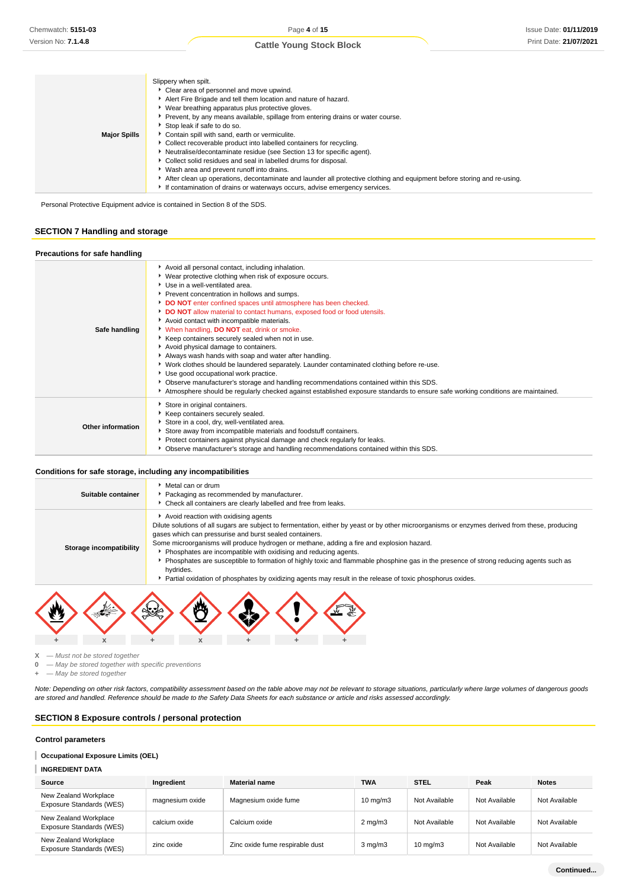| | |
|---|---|
| **Major Spills** | Slippery when spilt.<br>▸ Clear area of personnel and move upwind.<br>▸ Alert Fire Brigade and tell them location and nature of hazard.<br>▸ Wear breathing apparatus plus protective gloves.<br>▸ Prevent, by any means available, spillage from entering drains or water course.<br>▸ Stop leak if safe to do so.<br>▸ Contain spill with sand, earth or vermiculite.<br>▸ Collect recoverable product into labelled containers for recycling.<br>▸ Neutralise/decontaminate residue (see Section 13 for specific agent).<br>▸ Collect solid residues and seal in labelled drums for disposal.<br>▸ Wash area and prevent runoff into drains.<br>▸ After clean up operations, decontaminate and launder all protective clothing and equipment before storing and re-using.<br>▸ If contamination of drains or waterways occurs, advise emergency services. |

Personal Protective Equipment advice is contained in Section 8 of the SDS.

## SECTION 7 Handling and storage

### Precautions for safe handling

| | |
|---|---|
| **Safe handling** | ▸ Avoid all personal contact, including inhalation.<br>▸ Wear protective clothing when risk of exposure occurs.<br>▸ Use in a well-ventilated area.<br>▸ Prevent concentration in hollows and sumps.<br>▸ **DO NOT** enter confined spaces until atmosphere has been checked.<br>▸ **DO NOT** allow material to contact humans, exposed food or food utensils.<br>▸ Avoid contact with incompatible materials.<br>▸ When handling, **DO NOT** eat, drink or smoke.<br>▸ Keep containers securely sealed when not in use.<br>▸ Avoid physical damage to containers.<br>▸ Always wash hands with soap and water after handling.<br>▸ Work clothes should be laundered separately. Launder contaminated clothing before re-use.<br>▸ Use good occupational work practice.<br>▸ Observe manufacturer's storage and handling recommendations contained within this SDS.<br>▸ Atmosphere should be regularly checked against established exposure standards to ensure safe working conditions are maintained. |
| **Other information** | ▸ Store in original containers.<br>▸ Keep containers securely sealed.<br>▸ Store in a cool, dry, well-ventilated area.<br>▸ Store away from incompatible materials and foodstuff containers.<br>▸ Protect containers against physical damage and check regularly for leaks.<br>▸ Observe manufacturer's storage and handling recommendations contained within this SDS. |

### Conditions for safe storage, including any incompatibilities

| | |
|---|---|
| **Suitable container** | ▸ Metal can or drum<br>▸ Packaging as recommended by manufacturer.<br>▸ Check all containers are clearly labelled and free from leaks. |
| **Storage incompatibility** | ▸ Avoid reaction with oxidising agents<br>Dilute solutions of all sugars are subject to fermentation, either by yeast or by other microorganisms or enzymes derived from these, producing gases which can pressurise and burst sealed containers.<br>Some microorganisms will produce hydrogen or methane, adding a fire and explosion hazard.<br>▸ Phosphates are incompatible with oxidising and reducing agents.<br>▸ Phosphates are susceptible to formation of highly toxic and flammable phosphine gas in the presence of strong reducing agents such as hydrides.<br>▸ Partial oxidation of phosphates by oxidizing agents may result in the release of toxic phosphorus oxides. |

| Flammable | Explosive | Toxic | Oxidising | Health hazard | Irritant | Corrosive |
|---|---|---|---|---|---|---|
| + | x | + | x | + | + | + |

**X** — *Must not be stored together*
**0** — *May be stored together with specific preventions*
**+** — *May be stored together*

*Note: Depending on other risk factors, compatibility assessment based on the table above may not be relevant to storage situations, particularly where large volumes of dangerous goods are stored and handled. Reference should be made to the Safety Data Sheets for each substance or article and risks assessed accordingly.*

## SECTION 8 Exposure controls / personal protection

### Control parameters

**Occupational Exposure Limits (OEL)**

**INGREDIENT DATA**

| Source | Ingredient | Material name | TWA | STEL | Peak | Notes |
|---|---|---|---|---|---|---|
| New Zealand Workplace Exposure Standards (WES) | magnesium oxide | Magnesium oxide fume | 10 mg/m3 | Not Available | Not Available | Not Available |
| New Zealand Workplace Exposure Standards (WES) | calcium oxide | Calcium oxide | 2 mg/m3 | Not Available | Not Available | Not Available |
| New Zealand Workplace Exposure Standards (WES) | zinc oxide | Zinc oxide fume respirable dust | 3 mg/m3 | 10 mg/m3 | Not Available | Not Available |

Continued...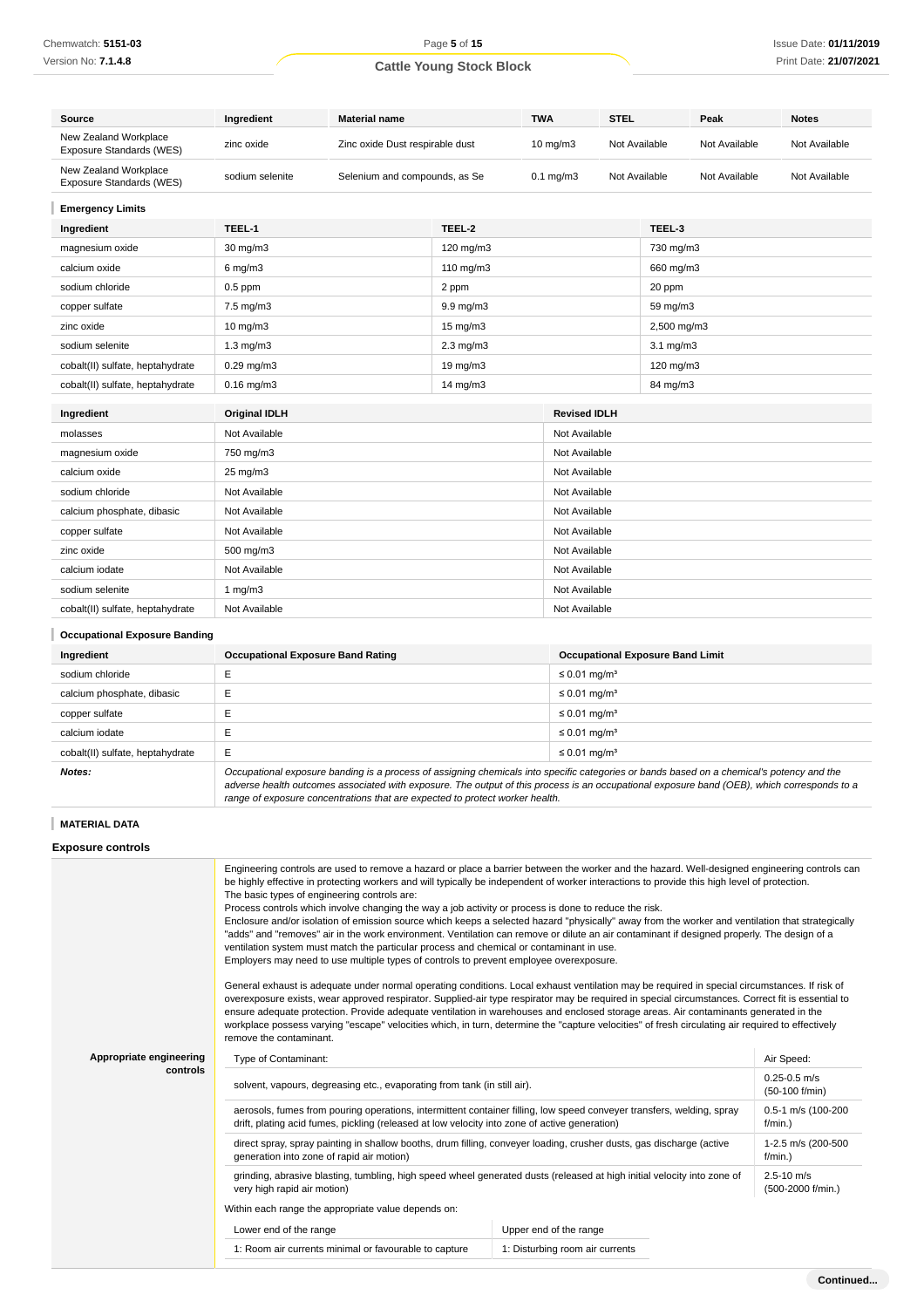| Source | Ingredient | Material name | TWA | STEL | Peak | Notes |
|---|---|---|---|---|---|---|
| New Zealand Workplace Exposure Standards (WES) | zinc oxide | Zinc oxide Dust respirable dust | 10 mg/m3 | Not Available | Not Available | Not Available |
| New Zealand Workplace Exposure Standards (WES) | sodium selenite | Selenium and compounds, as Se | 0.1 mg/m3 | Not Available | Not Available | Not Available |

### Emergency Limits

| Ingredient | TEEL-1 | TEEL-2 | TEEL-3 |
|---|---|---|---|
| magnesium oxide | 30 mg/m3 | 120 mg/m3 | 730 mg/m3 |
| calcium oxide | 6 mg/m3 | 110 mg/m3 | 660 mg/m3 |
| sodium chloride | 0.5 ppm | 2 ppm | 20 ppm |
| copper sulfate | 7.5 mg/m3 | 9.9 mg/m3 | 59 mg/m3 |
| zinc oxide | 10 mg/m3 | 15 mg/m3 | 2,500 mg/m3 |
| sodium selenite | 1.3 mg/m3 | 2.3 mg/m3 | 3.1 mg/m3 |
| cobalt(II) sulfate, heptahydrate | 0.29 mg/m3 | 19 mg/m3 | 120 mg/m3 |
| cobalt(II) sulfate, heptahydrate | 0.16 mg/m3 | 14 mg/m3 | 84 mg/m3 |

| Ingredient | Original IDLH | Revised IDLH |
|---|---|---|
| molasses | Not Available | Not Available |
| magnesium oxide | 750 mg/m3 | Not Available |
| calcium oxide | 25 mg/m3 | Not Available |
| sodium chloride | Not Available | Not Available |
| calcium phosphate, dibasic | Not Available | Not Available |
| copper sulfate | Not Available | Not Available |
| zinc oxide | 500 mg/m3 | Not Available |
| calcium iodate | Not Available | Not Available |
| sodium selenite | 1 mg/m3 | Not Available |
| cobalt(II) sulfate, heptahydrate | Not Available | Not Available |

### Occupational Exposure Banding

| Ingredient | Occupational Exposure Band Rating | Occupational Exposure Band Limit |
|---|---|---|
| sodium chloride | E | ≤ 0.01 mg/m³ |
| calcium phosphate, dibasic | E | ≤ 0.01 mg/m³ |
| copper sulfate | E | ≤ 0.01 mg/m³ |
| calcium iodate | E | ≤ 0.01 mg/m³ |
| cobalt(II) sulfate, heptahydrate | E | ≤ 0.01 mg/m³ |
| ***Notes:*** | *Occupational exposure banding is a process of assigning chemicals into specific categories or bands based on a chemical's potency and the adverse health outcomes associated with exposure. The output of this process is an occupational exposure band (OEB), which corresponds to a range of exposure concentrations that are expected to protect worker health.* | |

### MATERIAL DATA

## Exposure controls

**Appropriate engineering controls**

Engineering controls are used to remove a hazard or place a barrier between the worker and the hazard. Well-designed engineering controls can be highly effective in protecting workers and will typically be independent of worker interactions to provide this high level of protection.
The basic types of engineering controls are:
Process controls which involve changing the way a job activity or process is done to reduce the risk.
Enclosure and/or isolation of emission source which keeps a selected hazard "physically" away from the worker and ventilation that strategically "adds" and "removes" air in the work environment. Ventilation can remove or dilute an air contaminant if designed properly. The design of a ventilation system must match the particular process and chemical or contaminant in use.
Employers may need to use multiple types of controls to prevent employee overexposure.

General exhaust is adequate under normal operating conditions. Local exhaust ventilation may be required in special circumstances. If risk of overexposure exists, wear approved respirator. Supplied-air type respirator may be required in special circumstances. Correct fit is essential to ensure adequate protection. Provide adequate ventilation in warehouses and enclosed storage areas. Air contaminants generated in the workplace possess varying "escape" velocities which, in turn, determine the "capture velocities" of fresh circulating air required to effectively remove the contaminant.

| Type of Contaminant: | Air Speed: |
|---|---|
| solvent, vapours, degreasing etc., evaporating from tank (in still air). | 0.25-0.5 m/s (50-100 f/min) |
| aerosols, fumes from pouring operations, intermittent container filling, low speed conveyer transfers, welding, spray drift, plating acid fumes, pickling (released at low velocity into zone of active generation) | 0.5-1 m/s (100-200 f/min.) |
| direct spray, spray painting in shallow booths, drum filling, conveyer loading, crusher dusts, gas discharge (active generation into zone of rapid air motion) | 1-2.5 m/s (200-500 f/min.) |
| grinding, abrasive blasting, tumbling, high speed wheel generated dusts (released at high initial velocity into zone of very high rapid air motion) | 2.5-10 m/s (500-2000 f/min.) |

Within each range the appropriate value depends on:

| Lower end of the range | Upper end of the range |
|---|---|
| 1: Room air currents minimal or favourable to capture | 1: Disturbing room air currents |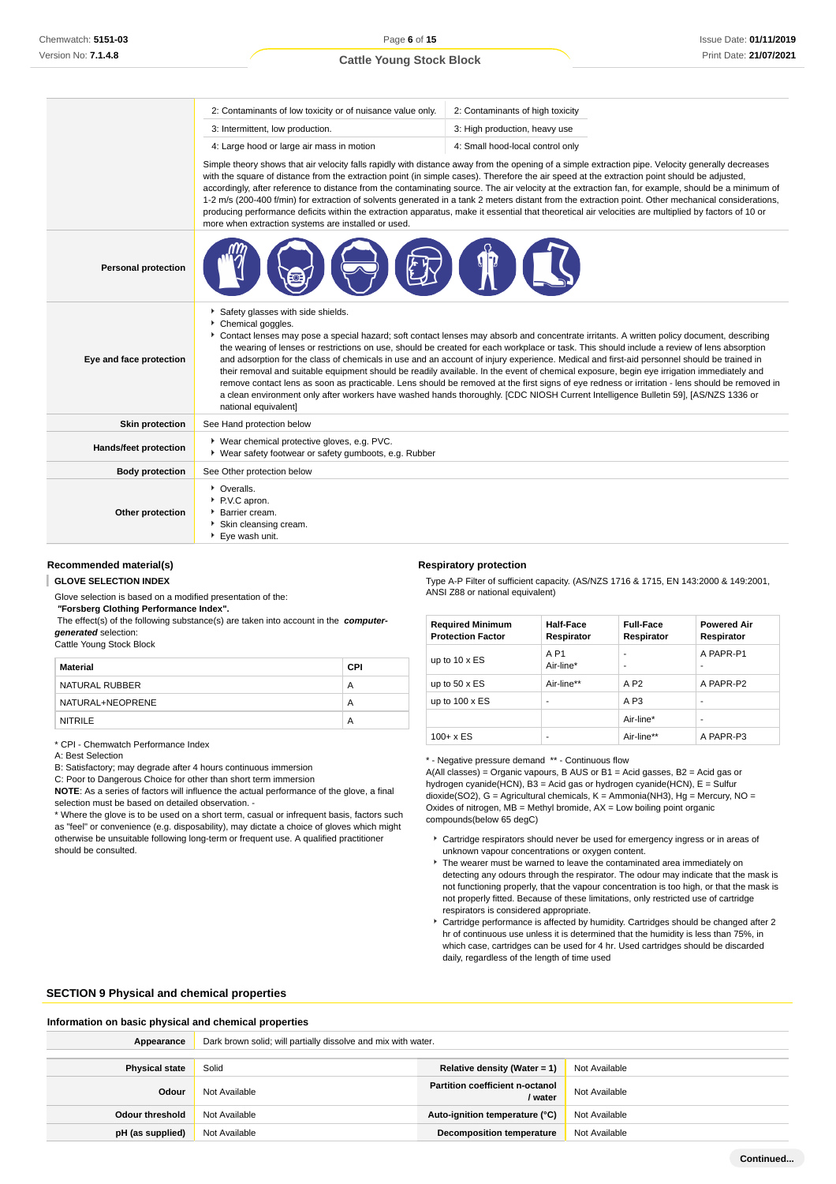| | | |
|---|---|---|
| | 2: Contaminants of low toxicity or of nuisance value only. | 2: Contaminants of high toxicity |
| | 3: Intermittent, low production. | 3: High production, heavy use |
| | 4: Large hood or large air mass in motion | 4: Small hood-local control only |
| | Simple theory shows that air velocity falls rapidly with distance away from the opening of a simple extraction pipe. Velocity generally decreases with the square of distance from the extraction point (in simple cases). Therefore the air speed at the extraction point should be adjusted, accordingly, after reference to distance from the contaminating source. The air velocity at the extraction fan, for example, should be a minimum of 1-2 m/s (200-400 f/min) for extraction of solvents generated in a tank 2 meters distant from the extraction point. Other mechanical considerations, producing performance deficits within the extraction apparatus, make it essential that theoretical air velocities are multiplied by factors of 10 or more when extraction systems are installed or used. | |
| **Personal protection** | | |
| **Eye and face protection** | ‣ Safety glasses with side shields.<br>‣ Chemical goggles.<br>‣ Contact lenses may pose a special hazard; soft contact lenses may absorb and concentrate irritants. A written policy document, describing the wearing of lenses or restrictions on use, should be created for each workplace or task. This should include a review of lens absorption and adsorption for the class of chemicals in use and an account of injury experience. Medical and first-aid personnel should be trained in their removal and suitable equipment should be readily available. In the event of chemical exposure, begin eye irrigation immediately and remove contact lens as soon as practicable. Lens should be removed at the first signs of eye redness or irritation - lens should be removed in a clean environment only after workers have washed hands thoroughly. [CDC NIOSH Current Intelligence Bulletin 59], [AS/NZS 1336 or national equivalent] | |
| **Skin protection** | See Hand protection below | |
| **Hands/feet protection** | ‣ Wear chemical protective gloves, e.g. PVC.<br>‣ Wear safety footwear or safety gumboots, e.g. Rubber | |
| **Body protection** | See Other protection below | |
| **Other protection** | ‣ Overalls.<br>‣ P.V.C apron.<br>‣ Barrier cream.<br>‣ Skin cleansing cream.<br>‣ Eye wash unit. | |

### Recommended material(s)

**GLOVE SELECTION INDEX**

Glove selection is based on a modified presentation of the:
**"Forsberg Clothing Performance Index".**
The effect(s) of the following substance(s) are taken into account in the ***computer-generated*** selection:
Cattle Young Stock Block

| Material | CPI |
|---|---|
| NATURAL RUBBER | A |
| NATURAL+NEOPRENE | A |
| NITRILE | A |

* CPI - Chemwatch Performance Index
A: Best Selection
B: Satisfactory; may degrade after 4 hours continuous immersion
C: Poor to Dangerous Choice for other than short term immersion
**NOTE**: As a series of factors will influence the actual performance of the glove, a final selection must be based on detailed observation. -
* Where the glove is to be used on a short term, casual or infrequent basis, factors such as "feel" or convenience (e.g. disposability), may dictate a choice of gloves which might otherwise be unsuitable following long-term or frequent use. A qualified practitioner should be consulted.

### Respiratory protection

Type A-P Filter of sufficient capacity. (AS/NZS 1716 & 1715, EN 143:2000 & 149:2001, ANSI Z88 or national equivalent)

| Required Minimum Protection Factor | Half-Face Respirator | Full-Face Respirator | Powered Air Respirator |
|---|---|---|---|
| up to 10 x ES | A P1<br>Air-line* | -<br>- | A PAPR-P1<br>- |
| up to 50 x ES | Air-line** | A P2 | A PAPR-P2 |
| up to 100 x ES | - | A P3 | - |
| | | Air-line* | - |
| 100+ x ES | - | Air-line** | A PAPR-P3 |

* - Negative pressure demand ** - Continuous flow
A(All classes) = Organic vapours, B AUS or B1 = Acid gasses, B2 = Acid gas or hydrogen cyanide(HCN), B3 = Acid gas or hydrogen cyanide(HCN), E = Sulfur dioxide(SO2), G = Agricultural chemicals, K = Ammonia(NH3), Hg = Mercury, NO = Oxides of nitrogen, MB = Methyl bromide, AX = Low boiling point organic compounds(below 65 degC)

- Cartridge respirators should never be used for emergency ingress or in areas of unknown vapour concentrations or oxygen content.
- The wearer must be warned to leave the contaminated area immediately on detecting any odours through the respirator. The odour may indicate that the mask is not functioning properly, that the vapour concentration is too high, or that the mask is not properly fitted. Because of these limitations, only restricted use of cartridge respirators is considered appropriate.
- Cartridge performance is affected by humidity. Cartridges should be changed after 2 hr of continuous use unless it is determined that the humidity is less than 75%, in which case, cartridges can be used for 4 hr. Used cartridges should be discarded daily, regardless of the length of time used

## SECTION 9 Physical and chemical properties

### Information on basic physical and chemical properties

| **Appearance** | Dark brown solid; will partially dissolve and mix with water. | | |
|---|---|---|---|
| **Physical state** | Solid | **Relative density (Water = 1)** | Not Available |
| **Odour** | Not Available | **Partition coefficient n-octanol / water** | Not Available |
| **Odour threshold** | Not Available | **Auto-ignition temperature (°C)** | Not Available |
| **pH (as supplied)** | Not Available | **Decomposition temperature** | Not Available |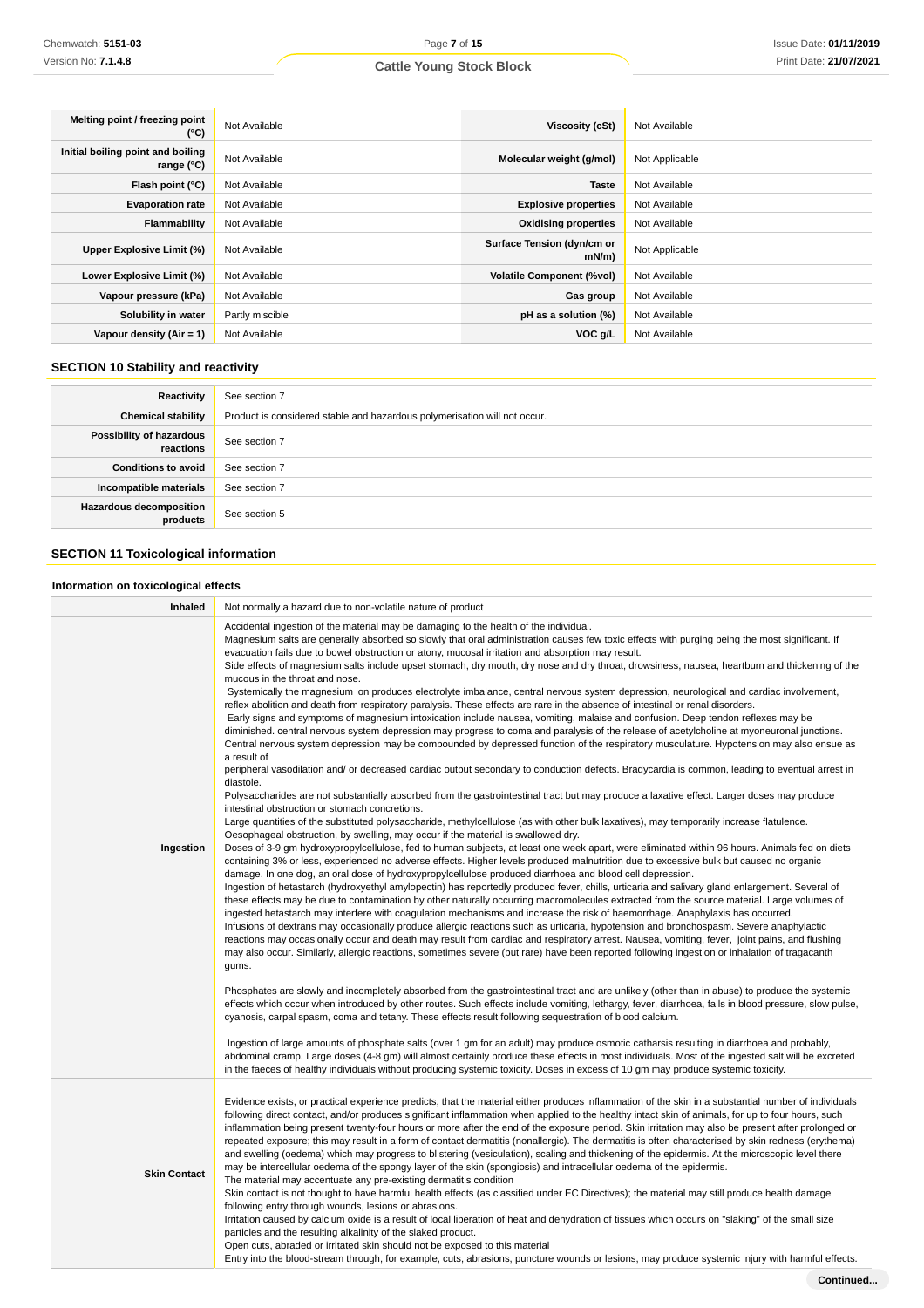| | | | |
|---|---|---|---|
| **Melting point / freezing point (°C)** | Not Available | **Viscosity (cSt)** | Not Available |
| **Initial boiling point and boiling range (°C)** | Not Available | **Molecular weight (g/mol)** | Not Applicable |
| **Flash point (°C)** | Not Available | **Taste** | Not Available |
| **Evaporation rate** | Not Available | **Explosive properties** | Not Available |
| **Flammability** | Not Available | **Oxidising properties** | Not Available |
| **Upper Explosive Limit (%)** | Not Available | **Surface Tension (dyn/cm or mN/m)** | Not Applicable |
| **Lower Explosive Limit (%)** | Not Available | **Volatile Component (%vol)** | Not Available |
| **Vapour pressure (kPa)** | Not Available | **Gas group** | Not Available |
| **Solubility in water** | Partly miscible | **pH as a solution (%)** | Not Available |
| **Vapour density (Air = 1)** | Not Available | **VOC g/L** | Not Available |

## SECTION 10 Stability and reactivity

| | |
|---|---|
| **Reactivity** | See section 7 |
| **Chemical stability** | Product is considered stable and hazardous polymerisation will not occur. |
| **Possibility of hazardous reactions** | See section 7 |
| **Conditions to avoid** | See section 7 |
| **Incompatible materials** | See section 7 |
| **Hazardous decomposition products** | See section 5 |

## SECTION 11 Toxicological information

### Information on toxicological effects

| | |
|---|---|
| **Inhaled** | Not normally a hazard due to non-volatile nature of product |
| **Ingestion** | Accidental ingestion of the material may be damaging to the health of the individual.<br>Magnesium salts are generally absorbed so slowly that oral administration causes few toxic effects with purging being the most significant. If evacuation fails due to bowel obstruction or atony, mucosal irritation and absorption may result.<br>Side effects of magnesium salts include upset stomach, dry mouth, dry nose and dry throat, drowsiness, nausea, heartburn and thickening of the mucous in the throat and nose.<br>Systemically the magnesium ion produces electrolyte imbalance, central nervous system depression, neurological and cardiac involvement, reflex abolition and death from respiratory paralysis. These effects are rare in the absence of intestinal or renal disorders.<br>Early signs and symptoms of magnesium intoxication include nausea, vomiting, malaise and confusion. Deep tendon reflexes may be diminished. central nervous system depression may progress to coma and paralysis of the release of acetylcholine at myoneuronal junctions. Central nervous system depression may be compounded by depressed function of the respiratory musculature. Hypotension may also ensue as a result of<br>peripheral vasodilation and/ or decreased cardiac output secondary to conduction defects. Bradycardia is common, leading to eventual arrest in diastole.<br>Polysaccharides are not substantially absorbed from the gastrointestinal tract but may produce a laxative effect. Larger doses may produce intestinal obstruction or stomach concretions.<br>Large quantities of the substituted polysaccharide, methylcellulose (as with other bulk laxatives), may temporarily increase flatulence. Oesophageal obstruction, by swelling, may occur if the material is swallowed dry.<br>Doses of 3-9 gm hydroxypropylcellulose, fed to human subjects, at least one week apart, were eliminated within 96 hours. Animals fed on diets containing 3% or less, experienced no adverse effects. Higher levels produced malnutrition due to excessive bulk but caused no organic damage. In one dog, an oral dose of hydroxypropylcellulose produced diarrhoea and blood cell depression.<br>Ingestion of hetastarch (hydroxyethyl amylopectin) has reportedly produced fever, chills, urticaria and salivary gland enlargement. Several of these effects may be due to contamination by other naturally occurring macromolecules extracted from the source material. Large volumes of ingested hetastarch may interfere with coagulation mechanisms and increase the risk of haemorrhage. Anaphylaxis has occurred.<br>Infusions of dextrans may occasionally produce allergic reactions such as urticaria, hypotension and bronchospasm. Severe anaphylactic reactions may occasionally occur and death may result from cardiac and respiratory arrest. Nausea, vomiting, fever, joint pains, and flushing may also occur. Similarly, allergic reactions, sometimes severe (but rare) have been reported following ingestion or inhalation of tragacanth gums.<br><br>Phosphates are slowly and incompletely absorbed from the gastrointestinal tract and are unlikely (other than in abuse) to produce the systemic effects which occur when introduced by other routes. Such effects include vomiting, lethargy, fever, diarrhoea, falls in blood pressure, slow pulse, cyanosis, carpal spasm, coma and tetany. These effects result following sequestration of blood calcium.<br><br>Ingestion of large amounts of phosphate salts (over 1 gm for an adult) may produce osmotic catharsis resulting in diarrhoea and probably, abdominal cramp. Large doses (4-8 gm) will almost certainly produce these effects in most individuals. Most of the ingested salt will be excreted in the faeces of healthy individuals without producing systemic toxicity. Doses in excess of 10 gm may produce systemic toxicity. |
| **Skin Contact** | Evidence exists, or practical experience predicts, that the material either produces inflammation of the skin in a substantial number of individuals following direct contact, and/or produces significant inflammation when applied to the healthy intact skin of animals, for up to four hours, such inflammation being present twenty-four hours or more after the end of the exposure period. Skin irritation may also be present after prolonged or repeated exposure; this may result in a form of contact dermatitis (nonallergic). The dermatitis is often characterised by skin redness (erythema) and swelling (oedema) which may progress to blistering (vesiculation), scaling and thickening of the epidermis. At the microscopic level there may be intercellular oedema of the spongy layer of the skin (spongiosis) and intracellular oedema of the epidermis.<br>The material may accentuate any pre-existing dermatitis condition<br>Skin contact is not thought to have harmful health effects (as classified under EC Directives); the material may still produce health damage following entry through wounds, lesions or abrasions.<br>Irritation caused by calcium oxide is a result of local liberation of heat and dehydration of tissues which occurs on "slaking" of the small size particles and the resulting alkalinity of the slaked product.<br>Open cuts, abraded or irritated skin should not be exposed to this material<br>Entry into the blood-stream through, for example, cuts, abrasions, puncture wounds or lesions, may produce systemic injury with harmful effects. |

Continued...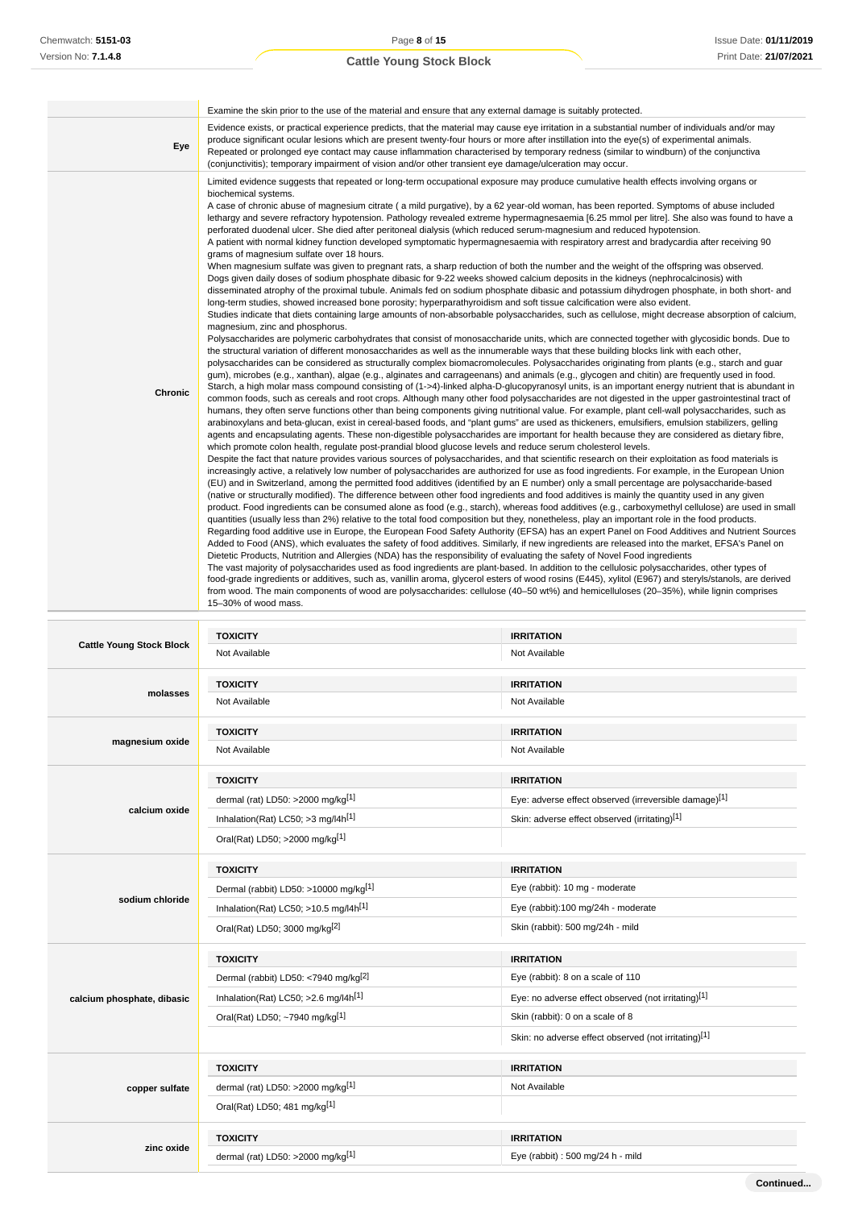| | |
|---|---|
| | Examine the skin prior to the use of the material and ensure that any external damage is suitably protected. |
| **Eye** | Evidence exists, or practical experience predicts, that the material may cause eye irritation in a substantial number of individuals and/or may produce significant ocular lesions which are present twenty-four hours or more after instillation into the eye(s) of experimental animals.<br>Repeated or prolonged eye contact may cause inflammation characterised by temporary redness (similar to windburn) of the conjunctiva (conjunctivitis); temporary impairment of vision and/or other transient eye damage/ulceration may occur. |
| **Chronic** | Limited evidence suggests that repeated or long-term occupational exposure may produce cumulative health effects involving organs or biochemical systems.<br>A case of chronic abuse of magnesium citrate ( a mild purgative), by a 62 year-old woman, has been reported. Symptoms of abuse included lethargy and severe refractory hypotension. Pathology revealed extreme hypermagnesaemia [6.25 mmol per litre]. She also was found to have a perforated duodenal ulcer. She died after peritoneal dialysis (which reduced serum-magnesium and reduced hypotension.<br>A patient with normal kidney function developed symptomatic hypermagnesaemia with respiratory arrest and bradycardia after receiving 90 grams of magnesium sulfate over 18 hours.<br>When magnesium sulfate was given to pregnant rats, a sharp reduction of both the number and the weight of the offspring was observed.<br>Dogs given daily doses of sodium phosphate dibasic for 9-22 weeks showed calcium deposits in the kidneys (nephrocalcinosis) with disseminated atrophy of the proximal tubule. Animals fed on sodium phosphate dibasic and potassium dihydrogen phosphate, in both short- and long-term studies, showed increased bone porosity; hyperparathyroidism and soft tissue calcification were also evident.<br>Studies indicate that diets containing large amounts of non-absorbable polysaccharides, such as cellulose, might decrease absorption of calcium, magnesium, zinc and phosphorus.<br>Polysaccharides are polymeric carbohydrates that consist of monosaccharide units, which are connected together with glycosidic bonds. Due to the structural variation of different monosaccharides as well as the innumerable ways that these building blocks link with each other, polysaccharides can be considered as structurally complex biomacromolecules. Polysaccharides originating from plants (e.g., starch and guar gum), microbes (e.g., xanthan), algae (e.g., alginates and carrageenans) and animals (e.g., glycogen and chitin) are frequently used in food. Starch, a high molar mass compound consisting of (1->4)-linked alpha-D-glucopyranosyl units, is an important energy nutrient that is abundant in common foods, such as cereals and root crops. Although many other food polysaccharides are not digested in the upper gastrointestinal tract of humans, they often serve functions other than being components giving nutritional value. For example, plant cell-wall polysaccharides, such as arabinoxylans and beta-glucan, exist in cereal-based foods, and "plant gums" are used as thickeners, emulsifiers, emulsion stabilizers, gelling agents and encapsulating agents. These non-digestible polysaccharides are important for health because they are considered as dietary fibre, which promote colon health, regulate post-prandial blood glucose levels and reduce serum cholesterol levels.<br>Despite the fact that nature provides various sources of polysaccharides, and that scientific research on their exploitation as food materials is increasingly active, a relatively low number of polysaccharides are authorized for use as food ingredients. For example, in the European Union (EU) and in Switzerland, among the permitted food additives (identified by an E number) only a small percentage are polysaccharide-based (native or structurally modified). The difference between other food ingredients and food additives is mainly the quantity used in any given product. Food ingredients can be consumed alone as food (e.g., starch), whereas food additives (e.g., carboxymethyl cellulose) are used in small quantities (usually less than 2%) relative to the total food composition but they, nonetheless, play an important role in the food products.<br>Regarding food additive use in Europe, the European Food Safety Authority (EFSA) has an expert Panel on Food Additives and Nutrient Sources Added to Food (ANS), which evaluates the safety of food additives. Similarly, if new ingredients are released into the market, EFSA's Panel on Dietetic Products, Nutrition and Allergies (NDA) has the responsibility of evaluating the safety of Novel Food ingredients<br>The vast majority of polysaccharides used as food ingredients are plant-based. In addition to the cellulosic polysaccharides, other types of food-grade ingredients or additives, such as, vanillin aroma, glycerol esters of wood rosins (E445), xylitol (E967) and steryls/stanols, are derived from wood. The main components of wood are polysaccharides: cellulose (40–50 wt%) and hemicelluloses (20–35%), while lignin comprises 15–30% of wood mass. |

| | TOXICITY | IRRITATION |
|---|---|---|
| **Cattle Young Stock Block** | Not Available | Not Available |
| **molasses** | **TOXICITY** | **IRRITATION** |
| | Not Available | Not Available |
| **magnesium oxide** | **TOXICITY** | **IRRITATION** |
| | Not Available | Not Available |
| **calcium oxide** | **TOXICITY** | **IRRITATION** |
| | dermal (rat) LD50: >2000 mg/kg[1] | Eye: adverse effect observed (irreversible damage)[1] |
| | Inhalation(Rat) LC50; >3 mg/l4h[1] | Skin: adverse effect observed (irritating)[1] |
| | Oral(Rat) LD50; >2000 mg/kg[1] | |
| **sodium chloride** | **TOXICITY** | **IRRITATION** |
| | Dermal (rabbit) LD50: >10000 mg/kg[1] | Eye (rabbit): 10 mg - moderate |
| | Inhalation(Rat) LC50; >10.5 mg/l4h[1] | Eye (rabbit):100 mg/24h - moderate |
| | Oral(Rat) LD50; 3000 mg/kg[2] | Skin (rabbit): 500 mg/24h - mild |
| **calcium phosphate, dibasic** | **TOXICITY** | **IRRITATION** |
| | Dermal (rabbit) LD50: <7940 mg/kg[2] | Eye (rabbit): 8 on a scale of 110 |
| | Inhalation(Rat) LC50; >2.6 mg/l4h[1] | Eye: no adverse effect observed (not irritating)[1] |
| | Oral(Rat) LD50; ~7940 mg/kg[1] | Skin (rabbit): 0 on a scale of 8 |
| | | Skin: no adverse effect observed (not irritating)[1] |
| **copper sulfate** | **TOXICITY** | **IRRITATION** |
| | dermal (rat) LD50: >2000 mg/kg[1] | Not Available |
| | Oral(Rat) LD50; 481 mg/kg[1] | |
| **zinc oxide** | **TOXICITY** | **IRRITATION** |
| | dermal (rat) LD50: >2000 mg/kg[1] | Eye (rabbit) : 500 mg/24 h - mild |

Continued...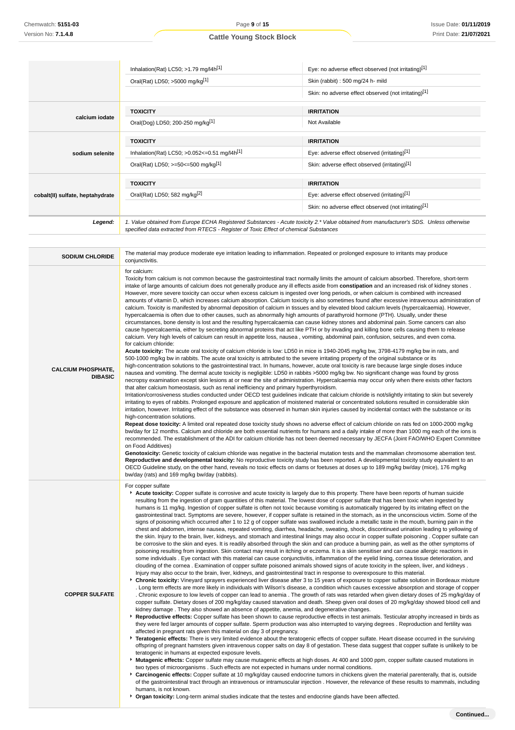| | TOXICITY | IRRITATION |
|---|---|---|
| | Inhalation(Rat) LC50; >1.79 mg/l4h[1] | Eye: no adverse effect observed (not irritating)[1] |
| | Oral(Rat) LD50; >5000 mg/kg[1] | Skin (rabbit) : 500 mg/24 h- mild |
| | | Skin: no adverse effect observed (not irritating)[1] |
| **calcium iodate** | **TOXICITY** | **IRRITATION** |
| | Oral(Dog) LD50; 200-250 mg/kg[1] | Not Available |
| **sodium selenite** | **TOXICITY** | **IRRITATION** |
| | Inhalation(Rat) LC50; >0.052<=0.51 mg/l4h[1] | Eye: adverse effect observed (irritating)[1] |
| | Oral(Rat) LD50; >=50<=500 mg/kg[1] | Skin: adverse effect observed (irritating)[1] |
| **cobalt(II) sulfate, heptahydrate** | **TOXICITY** | **IRRITATION** |
| | Oral(Rat) LD50; 582 mg/kg[2] | Eye: adverse effect observed (irritating)[1] |
| | | Skin: no adverse effect observed (not irritating)[1] |
| ***Legend:*** | *1. Value obtained from Europe ECHA Registered Substances - Acute toxicity 2.* Value obtained from manufacturer's SDS. Unless otherwise specified data extracted from RTECS - Register of Toxic Effect of chemical Substances* | |

| | |
|---|---|
| **SODIUM CHLORIDE** | The material may produce moderate eye irritation leading to inflammation. Repeated or prolonged exposure to irritants may produce conjunctivitis. |
| **CALCIUM PHOSPHATE, DIBASIC** | for calcium:<br>Toxicity from calcium is not common because the gastrointestinal tract normally limits the amount of calcium absorbed. Therefore, short-term intake of large amounts of calcium does not generally produce any ill effects aside from **constipation** and an increased risk of kidney stones . However, more severe toxicity can occur when excess calcium is ingested over long periods, or when calcium is combined with increased amounts of vitamin D, which increases calcium absorption. Calcium toxicity is also sometimes found after excessive intravenous administration of calcium. Toxicity is manifested by abnormal deposition of calcium in tissues and by elevated blood calcium levels (hypercalcaemia). However, hypercalcaemia is often due to other causes, such as abnormally high amounts of parathyroid hormone (PTH). Usually, under these circumstances, bone density is lost and the resulting hypercalcaemia can cause kidney stones and abdominal pain. Some cancers can also cause hypercalcaemia, either by secreting abnormal proteins that act like PTH or by invading and killing bone cells causing them to release calcium. Very high levels of calcium can result in appetite loss, nausea , vomiting, abdominal pain, confusion, seizures, and even coma.<br>for calcium chloride:<br>**Acute toxicity:** The acute oral toxicity of calcium chloride is low: LD50 in mice is 1940-2045 mg/kg bw, 3798-4179 mg/kg bw in rats, and 500-1000 mg/kg bw in rabbits. The acute oral toxicity is attributed to the severe irritating property of the original substance or its high-concentration solutions to the gastrointestinal tract. In humans, however, acute oral toxicity is rare because large single doses induce nausea and vomiting. The dermal acute toxicity is negligible: LD50 in rabbits >5000 mg/kg bw. No significant change was found by gross necropsy examination except skin lesions at or near the site of administration. Hypercalcaemia may occur only when there exists other factors that alter calcium homeostasis, such as renal inefficiency and primary hyperthyroidism.<br>Irritation/corrosiveness studies conducted under OECD test guidelines indicate that calcium chloride is not/slightly irritating to skin but severely irritating to eyes of rabbits. Prolonged exposure and application of moistened material or concentrated solutions resulted in considerable skin irritation, however. Irritating effect of the substance was observed in human skin injuries caused by incidental contact with the substance or its high-concentration solutions.<br>**Repeat dose toxicity:** A limited oral repeated dose toxicity study shows no adverse effect of calcium chloride on rats fed on 1000-2000 mg/kg bw/day for 12 months. Calcium and chloride are both essential nutrients for humans and a daily intake of more than 1000 mg each of the ions is recommended. The establishment of the ADI for calcium chloride has not been deemed necessary by JECFA (Joint FAO/WHO Expert Committee on Food Additives)<br>**Genotoxicity:** Genetic toxicity of calcium chloride was negative in the bacterial mutation tests and the mammalian chromosome aberration test.<br>**Reproductive and developmental toxicity:** No reproductive toxicity study has been reported. A developmental toxicity study equivalent to an OECD Guideline study, on the other hand, reveals no toxic effects on dams or foetuses at doses up to 189 mg/kg bw/day (mice), 176 mg/kg bw/day (rats) and 169 mg/kg bw/day (rabbits). |
| **COPPER SULFATE** | For copper sulfate<br>- **Acute toxicity:** Copper sulfate is corrosive and acute toxicity is largely due to this property. There have been reports of human suicide resulting from the ingestion of gram quantities of this material. The lowest dose of copper sulfate that has been toxic when ingested by humans is 11 mg/kg. Ingestion of copper sulfate is often not toxic because vomiting is automatically triggered by its irritating effect on the gastrointestinal tract. Symptoms are severe, however, if copper sulfate is retained in the stomach, as in the unconscious victim. Some of the signs of poisoning which occurred after 1 to 12 g of copper sulfate was swallowed include a metallic taste in the mouth, burning pain in the chest and abdomen, intense nausea, repeated vomiting, diarrhea, headache, sweating, shock, discontinued urination leading to yellowing of the skin. Injury to the brain, liver, kidneys, and stomach and intestinal linings may also occur in copper sulfate poisoning . Copper sulfate can be corrosive to the skin and eyes. It is readily absorbed through the skin and can produce a burning pain, as well as the other symptoms of poisoning resulting from ingestion. Skin contact may result in itching or eczema. It is a skin sensitiser and can cause allergic reactions in some individuals . Eye contact with this material can cause conjunctivitis, inflammation of the eyelid lining, cornea tissue deterioration, and clouding of the cornea . Examination of copper sulfate poisoned animals showed signs of acute toxicity in the spleen, liver, and kidneys . Injury may also occur to the brain, liver, kidneys, and gastrointestinal tract in response to overexposure to this material.<br>- **Chronic toxicity:** Vineyard sprayers experienced liver disease after 3 to 15 years of exposure to copper sulfate solution in Bordeaux mixture . Long term effects are more likely in individuals with Wilson's disease, a condition which causes excessive absorption and storage of copper . Chronic exposure to low levels of copper can lead to anemia . The growth of rats was retarded when given dietary doses of 25 mg/kg/day of copper sulfate. Dietary doses of 200 mg/kg/day caused starvation and death. Sheep given oral doses of 20 mg/kg/day showed blood cell and kidney damage . They also showed an absence of appetite, anemia, and degenerative changes.<br>- **Reproductive effects:** Copper sulfate has been shown to cause reproductive effects in test animals. Testicular atrophy increased in birds as they were fed larger amounts of copper sulfate. Sperm production was also interrupted to varying degrees . Reproduction and fertility was affected in pregnant rats given this material on day 3 of pregnancy.<br>- **Teratogenic effects:** There is very limited evidence about the teratogenic effects of copper sulfate. Heart disease occurred in the surviving offspring of pregnant hamsters given intravenous copper salts on day 8 of gestation. These data suggest that copper sulfate is unlikely to be teratogenic in humans at expected exposure levels.<br>- **Mutagenic effects:** Copper sulfate may cause mutagenic effects at high doses. At 400 and 1000 ppm, copper sulfate caused mutations in two types of microorganisms . Such effects are not expected in humans under normal conditions.<br>- **Carcinogenic effects:** Copper sulfate at 10 mg/kg/day caused endocrine tumors in chickens given the material parenterally, that is, outside of the gastrointestinal tract through an intravenous or intramuscular injection . However, the relevance of these results to mammals, including humans, is not known.<br>- **Organ toxicity:** Long-term animal studies indicate that the testes and endocrine glands have been affected. |

Continued...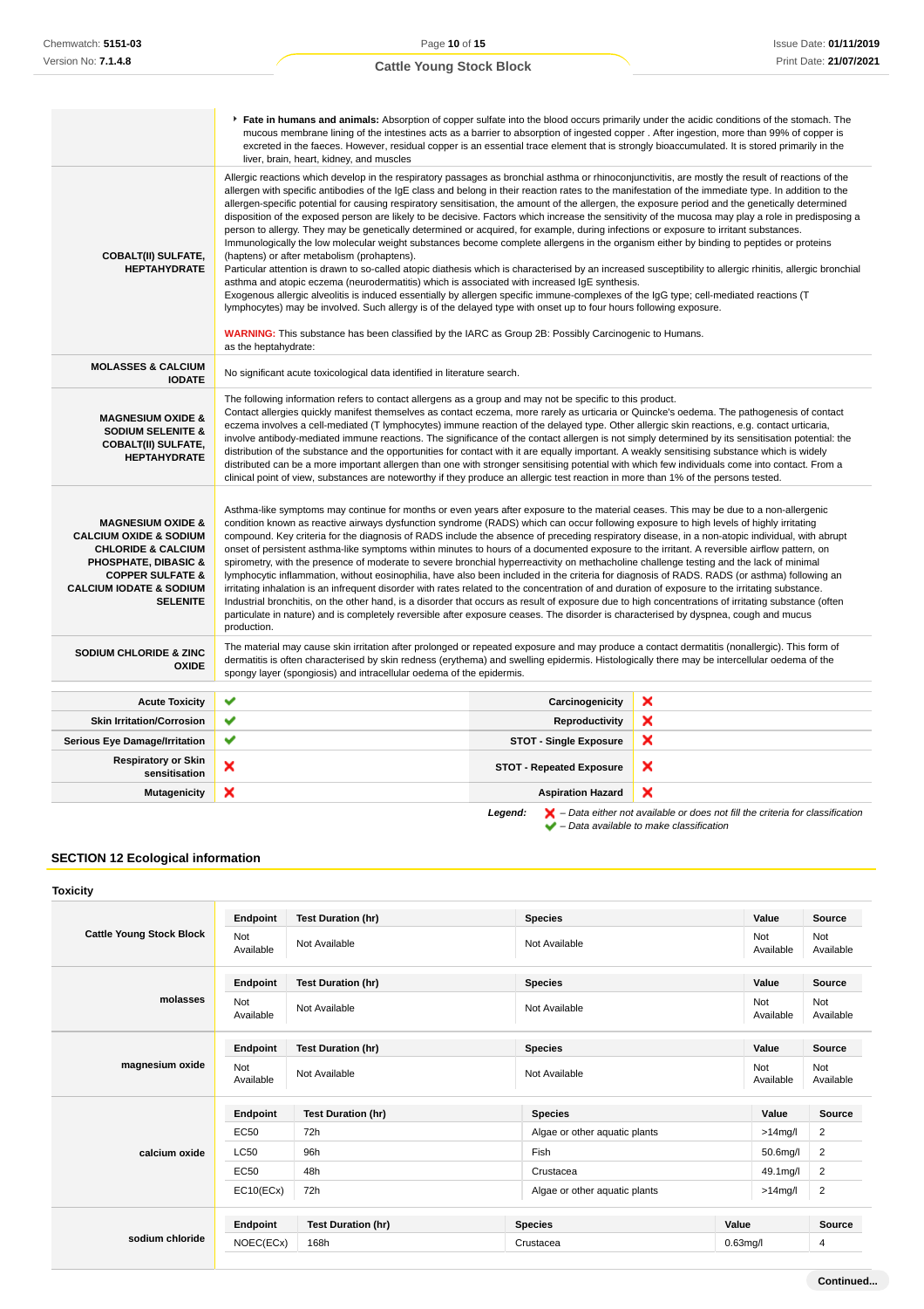| | |
|---|---|
| | ▸ **Fate in humans and animals:** Absorption of copper sulfate into the blood occurs primarily under the acidic conditions of the stomach. The mucous membrane lining of the intestines acts as a barrier to absorption of ingested copper . After ingestion, more than 99% of copper is excreted in the faeces. However, residual copper is an essential trace element that is strongly bioaccumulated. It is stored primarily in the liver, brain, heart, kidney, and muscles |
| **COBALT(II) SULFATE, HEPTAHYDRATE** | Allergic reactions which develop in the respiratory passages as bronchial asthma or rhinoconjunctivitis, are mostly the result of reactions of the allergen with specific antibodies of the IgE class and belong in their reaction rates to the manifestation of the immediate type. In addition to the allergen-specific potential for causing respiratory sensitisation, the amount of the allergen, the exposure period and the genetically determined disposition of the exposed person are likely to be decisive. Factors which increase the sensitivity of the mucosa may play a role in predisposing a person to allergy. They may be genetically determined or acquired, for example, during infections or exposure to irritant substances. Immunologically the low molecular weight substances become complete allergens in the organism either by binding to peptides or proteins (haptens) or after metabolism (prohaptens).<br>Particular attention is drawn to so-called atopic diathesis which is characterised by an increased susceptibility to allergic rhinitis, allergic bronchial asthma and atopic eczema (neurodermatitis) which is associated with increased IgE synthesis.<br>Exogenous allergic alveolitis is induced essentially by allergen specific immune-complexes of the IgG type; cell-mediated reactions (T lymphocytes) may be involved. Such allergy is of the delayed type with onset up to four hours following exposure.<br><br>**WARNING:** This substance has been classified by the IARC as Group 2B: Possibly Carcinogenic to Humans.<br>as the heptahydrate: |
| **MOLASSES & CALCIUM IODATE** | No significant acute toxicological data identified in literature search. |
| **MAGNESIUM OXIDE & SODIUM SELENITE & COBALT(II) SULFATE, HEPTAHYDRATE** | The following information refers to contact allergens as a group and may not be specific to this product.<br>Contact allergies quickly manifest themselves as contact eczema, more rarely as urticaria or Quincke's oedema. The pathogenesis of contact eczema involves a cell-mediated (T lymphocytes) immune reaction of the delayed type. Other allergic skin reactions, e.g. contact urticaria, involve antibody-mediated immune reactions. The significance of the contact allergen is not simply determined by its sensitisation potential: the distribution of the substance and the opportunities for contact with it are equally important. A weakly sensitising substance which is widely distributed can be a more important allergen than one with stronger sensitising potential with which few individuals come into contact. From a clinical point of view, substances are noteworthy if they produce an allergic test reaction in more than 1% of the persons tested. |
| **MAGNESIUM OXIDE & CALCIUM OXIDE & SODIUM CHLORIDE & CALCIUM PHOSPHATE, DIBASIC & COPPER SULFATE & CALCIUM IODATE & SODIUM SELENITE** | Asthma-like symptoms may continue for months or even years after exposure to the material ceases. This may be due to a non-allergenic condition known as reactive airways dysfunction syndrome (RADS) which can occur following exposure to high levels of highly irritating compound. Key criteria for the diagnosis of RADS include the absence of preceding respiratory disease, in a non-atopic individual, with abrupt onset of persistent asthma-like symptoms within minutes to hours of a documented exposure to the irritant. A reversible airflow pattern, on spirometry, with the presence of moderate to severe bronchial hyperreactivity on methacholine challenge testing and the lack of minimal lymphocytic inflammation, without eosinophilia, have also been included in the criteria for diagnosis of RADS. RADS (or asthma) following an irritating inhalation is an infrequent disorder with rates related to the concentration of and duration of exposure to the irritating substance. Industrial bronchitis, on the other hand, is a disorder that occurs as result of exposure due to high concentrations of irritating substance (often particulate in nature) and is completely reversible after exposure ceases. The disorder is characterised by dyspnea, cough and mucus production. |
| **SODIUM CHLORIDE & ZINC OXIDE** | The material may cause skin irritation after prolonged or repeated exposure and may produce a contact dermatitis (nonallergic). This form of dermatitis is often characterised by skin redness (erythema) and swelling epidermis. Histologically there may be intercellular oedema of the spongy layer (spongiosis) and intracellular oedema of the epidermis. |

| | | | |
|---|---|---|---|
| **Acute Toxicity** | ✔ | **Carcinogenicity** | ✘ |
| **Skin Irritation/Corrosion** | ✔ | **Reproductivity** | ✘ |
| **Serious Eye Damage/Irritation** | ✔ | **STOT - Single Exposure** | ✘ |
| **Respiratory or Skin sensitisation** | ✘ | **STOT - Repeated Exposure** | ✘ |
| **Mutagenicity** | ✘ | **Aspiration Hazard** | ✘ |

***Legend:*** *✘ – Data either not available or does not fill the criteria for classification*
*✔ – Data available to make classification*

## SECTION 12 Ecological information

### Toxicity

**Cattle Young Stock Block**

| Endpoint | Test Duration (hr) | Species | Value | Source |
|---|---|---|---|---|
| Not Available | Not Available | Not Available | Not Available | Not Available |

**molasses**

| Endpoint | Test Duration (hr) | Species | Value | Source |
|---|---|---|---|---|
| Not Available | Not Available | Not Available | Not Available | Not Available |

**magnesium oxide**

| Endpoint | Test Duration (hr) | Species | Value | Source |
|---|---|---|---|---|
| Not Available | Not Available | Not Available | Not Available | Not Available |

**calcium oxide**

| Endpoint | Test Duration (hr) | Species | Value | Source |
|---|---|---|---|---|
| EC50 | 72h | Algae or other aquatic plants | >14mg/l | 2 |
| LC50 | 96h | Fish | 50.6mg/l | 2 |
| EC50 | 48h | Crustacea | 49.1mg/l | 2 |
| EC10(ECx) | 72h | Algae or other aquatic plants | >14mg/l | 2 |

**sodium chloride**

| Endpoint | Test Duration (hr) | Species | Value | Source |
|---|---|---|---|---|
| NOEC(ECx) | 168h | Crustacea | 0.63mg/l | 4 |

**Continued...**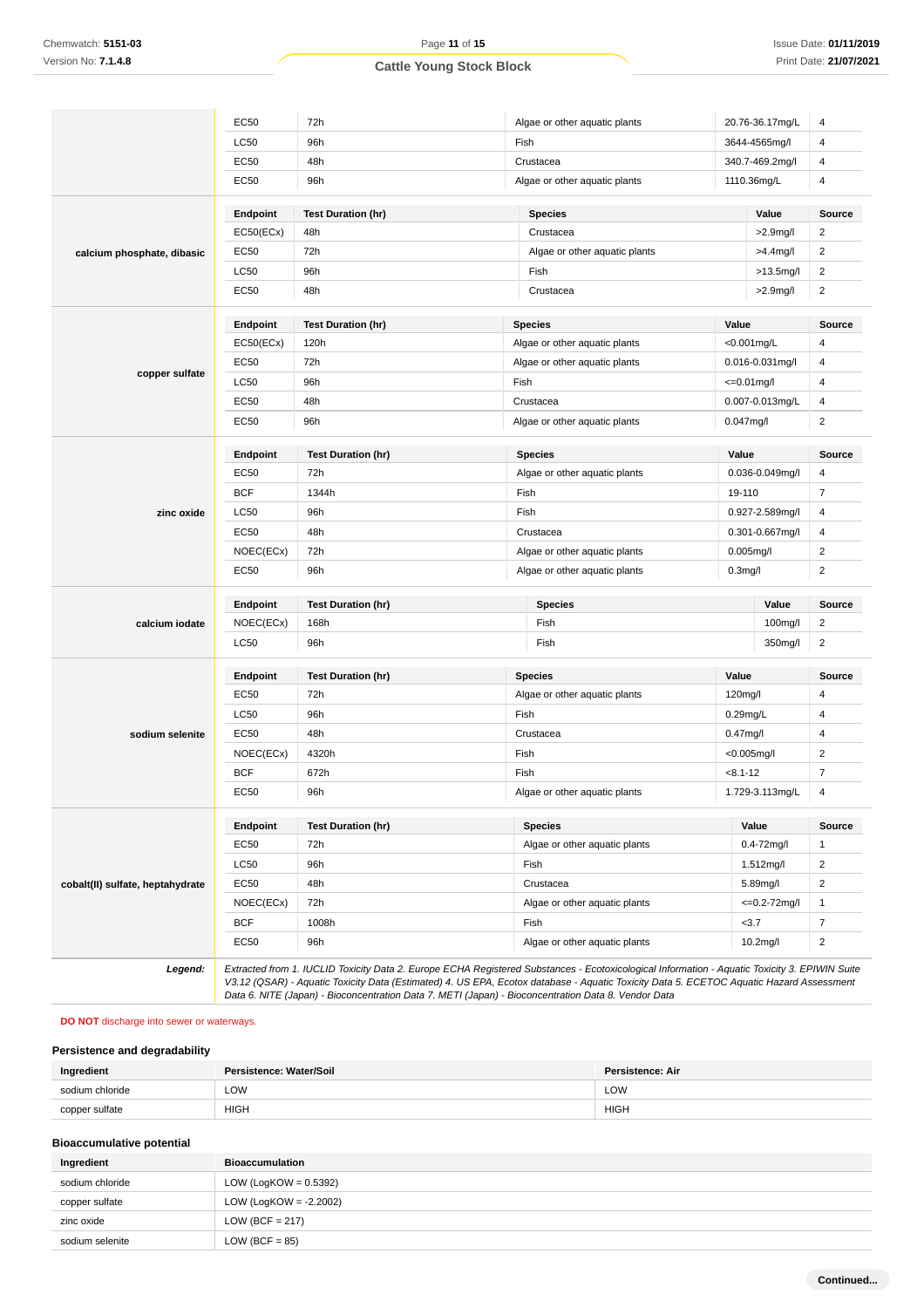| | Endpoint | Test Duration (hr) | Species | Value | Source |
|---|---|---|---|---|---|
| | EC50 | 72h | Algae or other aquatic plants | 20.76-36.17mg/L | 4 |
| | LC50 | 96h | Fish | 3644-4565mg/l | 4 |
| | EC50 | 48h | Crustacea | 340.7-469.2mg/l | 4 |
| | EC50 | 96h | Algae or other aquatic plants | 1110.36mg/L | 4 |
| **calcium phosphate, dibasic** | **Endpoint** | **Test Duration (hr)** | **Species** | **Value** | **Source** |
| | EC50(ECx) | 48h | Crustacea | >2.9mg/l | 2 |
| | EC50 | 72h | Algae or other aquatic plants | >4.4mg/l | 2 |
| | LC50 | 96h | Fish | >13.5mg/l | 2 |
| | EC50 | 48h | Crustacea | >2.9mg/l | 2 |
| **copper sulfate** | **Endpoint** | **Test Duration (hr)** | **Species** | **Value** | **Source** |
| | EC50(ECx) | 120h | Algae or other aquatic plants | <0.001mg/L | 4 |
| | EC50 | 72h | Algae or other aquatic plants | 0.016-0.031mg/l | 4 |
| | LC50 | 96h | Fish | <=0.01mg/l | 4 |
| | EC50 | 48h | Crustacea | 0.007-0.013mg/L | 4 |
| | EC50 | 96h | Algae or other aquatic plants | 0.047mg/l | 2 |
| **zinc oxide** | **Endpoint** | **Test Duration (hr)** | **Species** | **Value** | **Source** |
| | EC50 | 72h | Algae or other aquatic plants | 0.036-0.049mg/l | 4 |
| | BCF | 1344h | Fish | 19-110 | 7 |
| | LC50 | 96h | Fish | 0.927-2.589mg/l | 4 |
| | EC50 | 48h | Crustacea | 0.301-0.667mg/l | 4 |
| | NOEC(ECx) | 72h | Algae or other aquatic plants | 0.005mg/l | 2 |
| | EC50 | 96h | Algae or other aquatic plants | 0.3mg/l | 2 |
| **calcium iodate** | **Endpoint** | **Test Duration (hr)** | **Species** | **Value** | **Source** |
| | NOEC(ECx) | 168h | Fish | 100mg/l | 2 |
| | LC50 | 96h | Fish | 350mg/l | 2 |
| **sodium selenite** | **Endpoint** | **Test Duration (hr)** | **Species** | **Value** | **Source** |
| | EC50 | 72h | Algae or other aquatic plants | 120mg/l | 4 |
| | LC50 | 96h | Fish | 0.29mg/L | 4 |
| | EC50 | 48h | Crustacea | 0.47mg/l | 4 |
| | NOEC(ECx) | 4320h | Fish | <0.005mg/l | 2 |
| | BCF | 672h | Fish | <8.1-12 | 7 |
| | EC50 | 96h | Algae or other aquatic plants | 1.729-3.113mg/L | 4 |
| **cobalt(II) sulfate, heptahydrate** | **Endpoint** | **Test Duration (hr)** | **Species** | **Value** | **Source** |
| | EC50 | 72h | Algae or other aquatic plants | 0.4-72mg/l | 1 |
| | LC50 | 96h | Fish | 1.512mg/l | 2 |
| | EC50 | 48h | Crustacea | 5.89mg/l | 2 |
| | NOEC(ECx) | 72h | Algae or other aquatic plants | <=0.2-72mg/l | 1 |
| | BCF | 1008h | Fish | <3.7 | 7 |
| | EC50 | 96h | Algae or other aquatic plants | 10.2mg/l | 2 |
| ***Legend:*** | *Extracted from 1. IUCLID Toxicity Data 2. Europe ECHA Registered Substances - Ecotoxicological Information - Aquatic Toxicity 3. EPIWIN Suite V3.12 (QSAR) - Aquatic Toxicity Data (Estimated) 4. US EPA, Ecotox database - Aquatic Toxicity Data 5. ECETOC Aquatic Hazard Assessment Data 6. NITE (Japan) - Bioconcentration Data 7. METI (Japan) - Bioconcentration Data 8. Vendor Data* | | | | |

**DO NOT** discharge into sewer or waterways.

### Persistence and degradability

| Ingredient | Persistence: Water/Soil | Persistence: Air |
|---|---|---|
| sodium chloride | LOW | LOW |
| copper sulfate | HIGH | HIGH |

### Bioaccumulative potential

| Ingredient | Bioaccumulation |
|---|---|
| sodium chloride | LOW (LogKOW = 0.5392) |
| copper sulfate | LOW (LogKOW = -2.2002) |
| zinc oxide | LOW (BCF = 217) |
| sodium selenite | LOW (BCF = 85) |

**Continued...**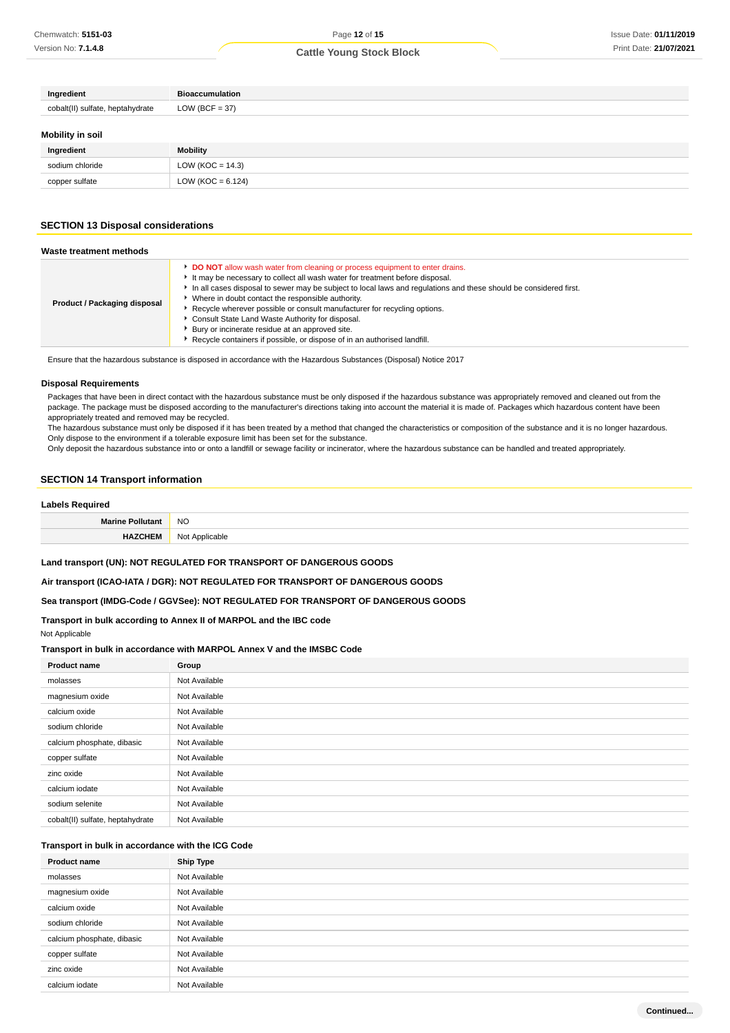| Ingredient | Bioaccumulation |
| --- | --- |
| cobalt(II) sulfate, heptahydrate | LOW (BCF = 37) |

### Mobility in soil

| Ingredient | Mobility |
| --- | --- |
| sodium chloride | LOW (KOC = 14.3) |
| copper sulfate | LOW (KOC = 6.124) |

## SECTION 13 Disposal considerations

### Waste treatment methods

| | |
| --- | --- |
| **Product / Packaging disposal** | ▸ **DO NOT** allow wash water from cleaning or process equipment to enter drains.<br>▸ It may be necessary to collect all wash water for treatment before disposal.<br>▸ In all cases disposal to sewer may be subject to local laws and regulations and these should be considered first.<br>▸ Where in doubt contact the responsible authority.<br>▸ Recycle wherever possible or consult manufacturer for recycling options.<br>▸ Consult State Land Waste Authority for disposal.<br>▸ Bury or incinerate residue at an approved site.<br>▸ Recycle containers if possible, or dispose of in an authorised landfill. |

Ensure that the hazardous substance is disposed in accordance with the Hazardous Substances (Disposal) Notice 2017

### Disposal Requirements

Packages that have been in direct contact with the hazardous substance must be only disposed if the hazardous substance was appropriately removed and cleaned out from the package. The package must be disposed according to the manufacturer's directions taking into account the material it is made of. Packages which hazardous content have been appropriately treated and removed may be recycled.
The hazardous substance must only be disposed if it has been treated by a method that changed the characteristics or composition of the substance and it is no longer hazardous.
Only dispose to the environment if a tolerable exposure limit has been set for the substance.
Only deposit the hazardous substance into or onto a landfill or sewage facility or incinerator, where the hazardous substance can be handled and treated appropriately.

## SECTION 14 Transport information

### Labels Required

| | |
| --- | --- |
| **Marine Pollutant** | NO |
| **HAZCHEM** | Not Applicable |

**Land transport (UN): NOT REGULATED FOR TRANSPORT OF DANGEROUS GOODS**

**Air transport (ICAO-IATA / DGR): NOT REGULATED FOR TRANSPORT OF DANGEROUS GOODS**

**Sea transport (IMDG-Code / GGVSee): NOT REGULATED FOR TRANSPORT OF DANGEROUS GOODS**

### Transport in bulk according to Annex II of MARPOL and the IBC code

Not Applicable

### Transport in bulk in accordance with MARPOL Annex V and the IMSBC Code

| Product name | Group |
| --- | --- |
| molasses | Not Available |
| magnesium oxide | Not Available |
| calcium oxide | Not Available |
| sodium chloride | Not Available |
| calcium phosphate, dibasic | Not Available |
| copper sulfate | Not Available |
| zinc oxide | Not Available |
| calcium iodate | Not Available |
| sodium selenite | Not Available |
| cobalt(II) sulfate, heptahydrate | Not Available |

### Transport in bulk in accordance with the ICG Code

| Product name | Ship Type |
| --- | --- |
| molasses | Not Available |
| magnesium oxide | Not Available |
| calcium oxide | Not Available |
| sodium chloride | Not Available |
| calcium phosphate, dibasic | Not Available |
| copper sulfate | Not Available |
| zinc oxide | Not Available |
| calcium iodate | Not Available |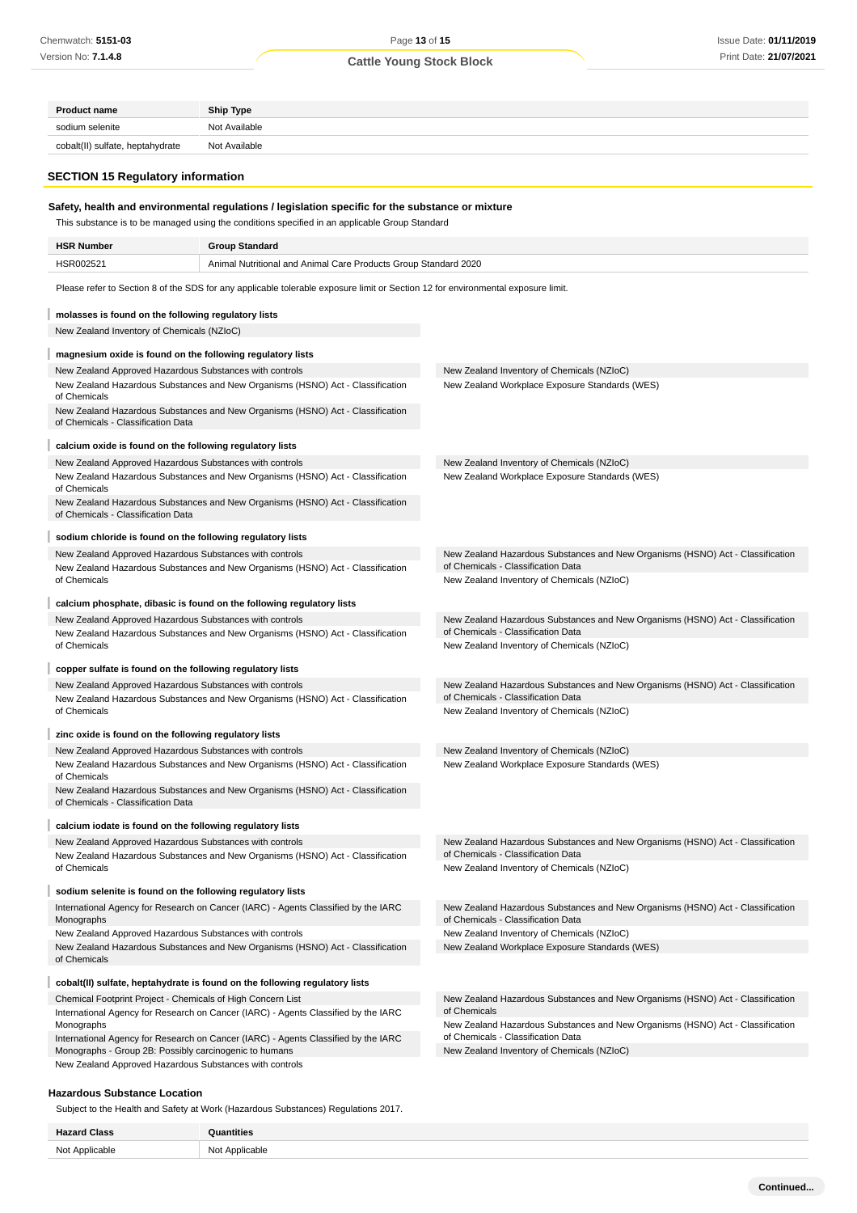| Product name | Ship Type |
| --- | --- |
| sodium selenite | Not Available |
| cobalt(II) sulfate, heptahydrate | Not Available |

## SECTION 15 Regulatory information

### Safety, health and environmental regulations / legislation specific for the substance or mixture

This substance is to be managed using the conditions specified in an applicable Group Standard

| HSR Number | Group Standard |
| --- | --- |
| HSR002521 | Animal Nutritional and Animal Care Products Group Standard 2020 |

Please refer to Section 8 of the SDS for any applicable tolerable exposure limit or Section 12 for environmental exposure limit.

**molasses is found on the following regulatory lists**

New Zealand Inventory of Chemicals (NZIoC)

**magnesium oxide is found on the following regulatory lists**

New Zealand Approved Hazardous Substances with controls
New Zealand Hazardous Substances and New Organisms (HSNO) Act - Classification of Chemicals
New Zealand Hazardous Substances and New Organisms (HSNO) Act - Classification of Chemicals - Classification Data
New Zealand Inventory of Chemicals (NZIoC)
New Zealand Workplace Exposure Standards (WES)

**calcium oxide is found on the following regulatory lists**

New Zealand Approved Hazardous Substances with controls
New Zealand Hazardous Substances and New Organisms (HSNO) Act - Classification of Chemicals
New Zealand Hazardous Substances and New Organisms (HSNO) Act - Classification of Chemicals - Classification Data
New Zealand Inventory of Chemicals (NZIoC)
New Zealand Workplace Exposure Standards (WES)

**sodium chloride is found on the following regulatory lists**

New Zealand Approved Hazardous Substances with controls
New Zealand Hazardous Substances and New Organisms (HSNO) Act - Classification of Chemicals
New Zealand Hazardous Substances and New Organisms (HSNO) Act - Classification of Chemicals - Classification Data
New Zealand Inventory of Chemicals (NZIoC)

**calcium phosphate, dibasic is found on the following regulatory lists**

New Zealand Approved Hazardous Substances with controls
New Zealand Hazardous Substances and New Organisms (HSNO) Act - Classification of Chemicals
New Zealand Hazardous Substances and New Organisms (HSNO) Act - Classification of Chemicals - Classification Data
New Zealand Inventory of Chemicals (NZIoC)

**copper sulfate is found on the following regulatory lists**

New Zealand Approved Hazardous Substances with controls
New Zealand Hazardous Substances and New Organisms (HSNO) Act - Classification of Chemicals
New Zealand Hazardous Substances and New Organisms (HSNO) Act - Classification of Chemicals - Classification Data
New Zealand Inventory of Chemicals (NZIoC)

**zinc oxide is found on the following regulatory lists**

New Zealand Approved Hazardous Substances with controls
New Zealand Hazardous Substances and New Organisms (HSNO) Act - Classification of Chemicals
New Zealand Hazardous Substances and New Organisms (HSNO) Act - Classification of Chemicals - Classification Data
New Zealand Inventory of Chemicals (NZIoC)
New Zealand Workplace Exposure Standards (WES)

**calcium iodate is found on the following regulatory lists**

New Zealand Approved Hazardous Substances with controls
New Zealand Hazardous Substances and New Organisms (HSNO) Act - Classification of Chemicals
New Zealand Hazardous Substances and New Organisms (HSNO) Act - Classification of Chemicals - Classification Data
New Zealand Inventory of Chemicals (NZIoC)

**sodium selenite is found on the following regulatory lists**

International Agency for Research on Cancer (IARC) - Agents Classified by the IARC Monographs
New Zealand Approved Hazardous Substances with controls
New Zealand Hazardous Substances and New Organisms (HSNO) Act - Classification of Chemicals
New Zealand Hazardous Substances and New Organisms (HSNO) Act - Classification of Chemicals - Classification Data
New Zealand Inventory of Chemicals (NZIoC)
New Zealand Workplace Exposure Standards (WES)

**cobalt(II) sulfate, heptahydrate is found on the following regulatory lists**

Chemical Footprint Project - Chemicals of High Concern List
International Agency for Research on Cancer (IARC) - Agents Classified by the IARC Monographs
International Agency for Research on Cancer (IARC) - Agents Classified by the IARC Monographs - Group 2B: Possibly carcinogenic to humans
New Zealand Approved Hazardous Substances with controls
New Zealand Hazardous Substances and New Organisms (HSNO) Act - Classification of Chemicals
New Zealand Hazardous Substances and New Organisms (HSNO) Act - Classification of Chemicals - Classification Data
New Zealand Inventory of Chemicals (NZIoC)

### Hazardous Substance Location

Subject to the Health and Safety at Work (Hazardous Substances) Regulations 2017.

| Hazard Class | Quantities |
| --- | --- |
| Not Applicable | Not Applicable |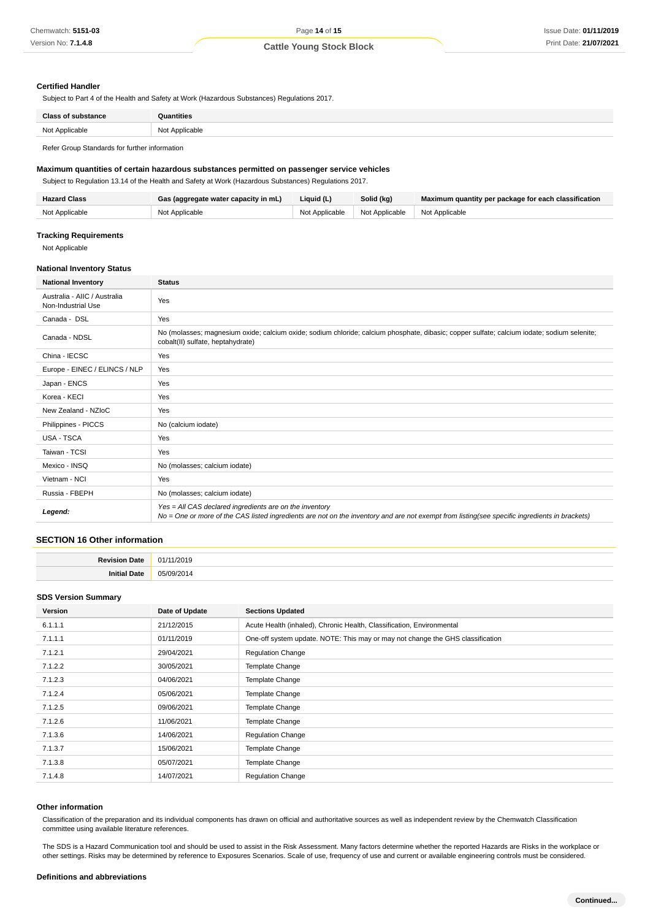### Certified Handler

Subject to Part 4 of the Health and Safety at Work (Hazardous Substances) Regulations 2017.

| Class of substance | Quantities |
| --- | --- |
| Not Applicable | Not Applicable |

Refer Group Standards for further information

### Maximum quantities of certain hazardous substances permitted on passenger service vehicles

Subject to Regulation 13.14 of the Health and Safety at Work (Hazardous Substances) Regulations 2017.

| Hazard Class | Gas (aggregate water capacity in mL) | Liquid (L) | Solid (kg) | Maximum quantity per package for each classification |
| --- | --- | --- | --- | --- |
| Not Applicable | Not Applicable | Not Applicable | Not Applicable | Not Applicable |

### Tracking Requirements

Not Applicable

### National Inventory Status

| National Inventory | Status |
| --- | --- |
| Australia - AIIC / Australia Non-Industrial Use | Yes |
| Canada - DSL | Yes |
| Canada - NDSL | No (molasses; magnesium oxide; calcium oxide; sodium chloride; calcium phosphate, dibasic; copper sulfate; calcium iodate; sodium selenite; cobalt(II) sulfate, heptahydrate) |
| China - IECSC | Yes |
| Europe - EINEC / ELINCS / NLP | Yes |
| Japan - ENCS | Yes |
| Korea - KECI | Yes |
| New Zealand - NZIoC | Yes |
| Philippines - PICCS | No (calcium iodate) |
| USA - TSCA | Yes |
| Taiwan - TCSI | Yes |
| Mexico - INSQ | No (molasses; calcium iodate) |
| Vietnam - NCI | Yes |
| Russia - FBEPH | No (molasses; calcium iodate) |
| ***Legend:*** | *Yes = All CAS declared ingredients are on the inventory*<br>*No = One or more of the CAS listed ingredients are not on the inventory and are not exempt from listing(see specific ingredients in brackets)* |

## SECTION 16 Other information

| | |
| --- | --- |
| **Revision Date** | 01/11/2019 |
| **Initial Date** | 05/09/2014 |

### SDS Version Summary

| Version | Date of Update | Sections Updated |
| --- | --- | --- |
| 6.1.1.1 | 21/12/2015 | Acute Health (inhaled), Chronic Health, Classification, Environmental |
| 7.1.1.1 | 01/11/2019 | One-off system update. NOTE: This may or may not change the GHS classification |
| 7.1.2.1 | 29/04/2021 | Regulation Change |
| 7.1.2.2 | 30/05/2021 | Template Change |
| 7.1.2.3 | 04/06/2021 | Template Change |
| 7.1.2.4 | 05/06/2021 | Template Change |
| 7.1.2.5 | 09/06/2021 | Template Change |
| 7.1.2.6 | 11/06/2021 | Template Change |
| 7.1.3.6 | 14/06/2021 | Regulation Change |
| 7.1.3.7 | 15/06/2021 | Template Change |
| 7.1.3.8 | 05/07/2021 | Template Change |
| 7.1.4.8 | 14/07/2021 | Regulation Change |

### Other information

Classification of the preparation and its individual components has drawn on official and authoritative sources as well as independent review by the Chemwatch Classification committee using available literature references.

The SDS is a Hazard Communication tool and should be used to assist in the Risk Assessment. Many factors determine whether the reported Hazards are Risks in the workplace or other settings. Risks may be determined by reference to Exposures Scenarios. Scale of use, frequency of use and current or available engineering controls must be considered.

### Definitions and abbreviations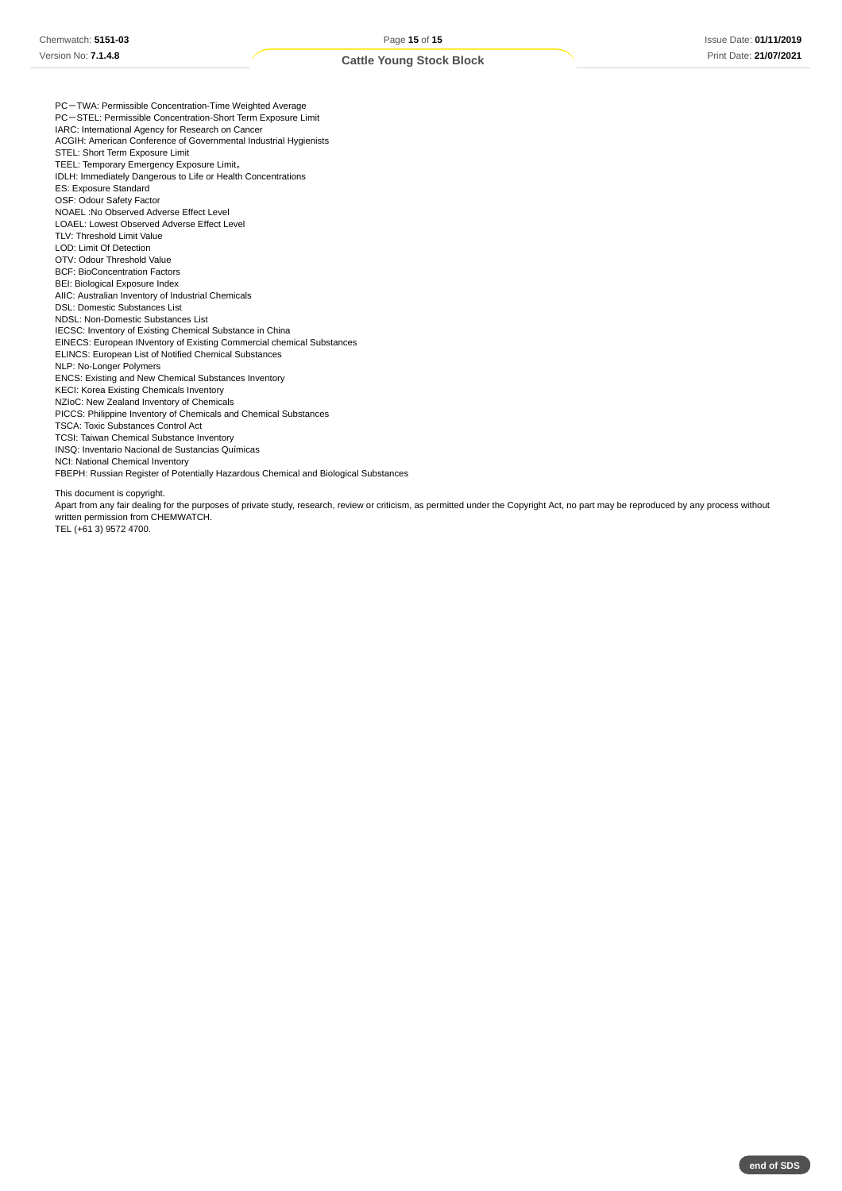PC－TWA: Permissible Concentration-Time Weighted Average
PC－STEL: Permissible Concentration-Short Term Exposure Limit
IARC: International Agency for Research on Cancer
ACGIH: American Conference of Governmental Industrial Hygienists
STEL: Short Term Exposure Limit
TEEL: Temporary Emergency Exposure Limit。
IDLH: Immediately Dangerous to Life or Health Concentrations
ES: Exposure Standard
OSF: Odour Safety Factor
NOAEL :No Observed Adverse Effect Level
LOAEL: Lowest Observed Adverse Effect Level
TLV: Threshold Limit Value
LOD: Limit Of Detection
OTV: Odour Threshold Value
BCF: BioConcentration Factors
BEI: Biological Exposure Index
AIIC: Australian Inventory of Industrial Chemicals
DSL: Domestic Substances List
NDSL: Non-Domestic Substances List
IECSC: Inventory of Existing Chemical Substance in China
EINECS: European INventory of Existing Commercial chemical Substances
ELINCS: European List of Notified Chemical Substances
NLP: No-Longer Polymers
ENCS: Existing and New Chemical Substances Inventory
KECI: Korea Existing Chemicals Inventory
NZIoC: New Zealand Inventory of Chemicals
PICCS: Philippine Inventory of Chemicals and Chemical Substances
TSCA: Toxic Substances Control Act
TCSI: Taiwan Chemical Substance Inventory
INSQ: Inventario Nacional de Sustancias Químicas
NCI: National Chemical Inventory
FBEPH: Russian Register of Potentially Hazardous Chemical and Biological Substances

This document is copyright.
Apart from any fair dealing for the purposes of private study, research, review or criticism, as permitted under the Copyright Act, no part may be reproduced by any process without written permission from CHEMWATCH.
TEL (+61 3) 9572 4700.

end of SDS